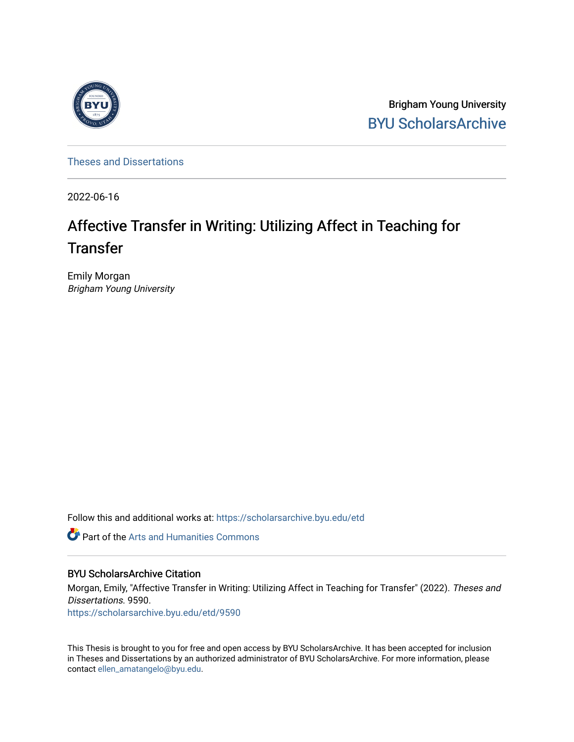Brigham Young University

BYU ScholarsArchive

Theses and Dissertations

2022-06-16

# Affective Transfer in Writing: Utilizing Affect in Teaching for Transfer

Emily Morgan

*Brigham Young University*

Follow this and additional works at: https://scholarsarchive.byu.edu/etd

Part of the Arts and Humanities Commons

## BYU ScholarsArchive Citation

Morgan, Emily, "Affective Transfer in Writing: Utilizing Affect in Teaching for Transfer" (2022). *Theses and Dissertations*. 9590.

https://scholarsarchive.byu.edu/etd/9590

This Thesis is brought to you for free and open access by BYU ScholarsArchive. It has been accepted for inclusion in Theses and Dissertations by an authorized administrator of BYU ScholarsArchive. For more information, please contact ellen_amatangelo@byu.edu.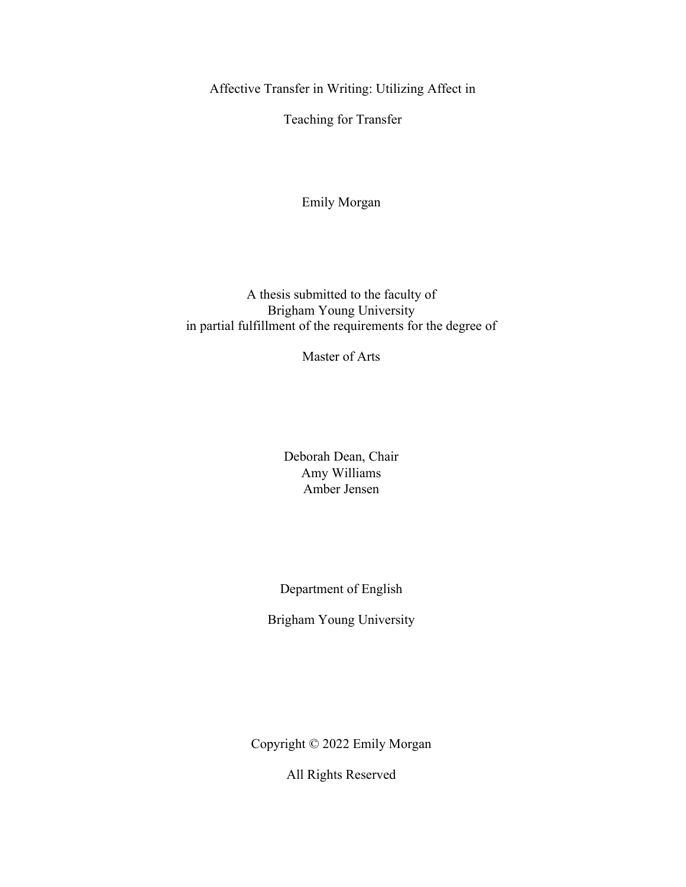# Affective Transfer in Writing: Utilizing Affect in Teaching for Transfer

Emily Morgan

A thesis submitted to the faculty of
Brigham Young University
in partial fulfillment of the requirements for the degree of

Master of Arts

Deborah Dean, Chair
Amy Williams
Amber Jensen

Department of English

Brigham Young University

Copyright © 2022 Emily Morgan

All Rights Reserved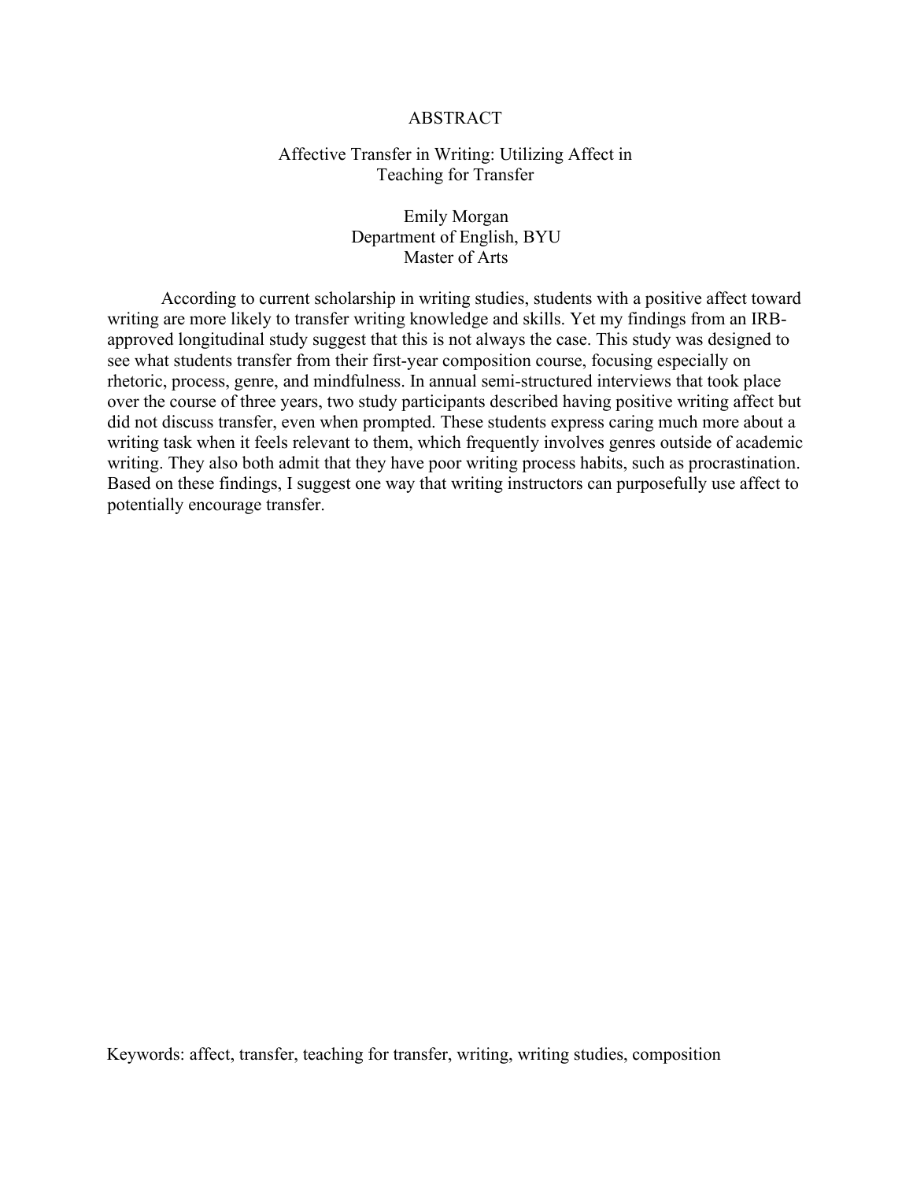# ABSTRACT

## Affective Transfer in Writing: Utilizing Affect in Teaching for Transfer

Emily Morgan
Department of English, BYU
Master of Arts

According to current scholarship in writing studies, students with a positive affect toward writing are more likely to transfer writing knowledge and skills. Yet my findings from an IRB-approved longitudinal study suggest that this is not always the case. This study was designed to see what students transfer from their first-year composition course, focusing especially on rhetoric, process, genre, and mindfulness. In annual semi-structured interviews that took place over the course of three years, two study participants described having positive writing affect but did not discuss transfer, even when prompted. These students express caring much more about a writing task when it feels relevant to them, which frequently involves genres outside of academic writing. They also both admit that they have poor writing process habits, such as procrastination. Based on these findings, I suggest one way that writing instructors can purposefully use affect to potentially encourage transfer.

Keywords: affect, transfer, teaching for transfer, writing, writing studies, composition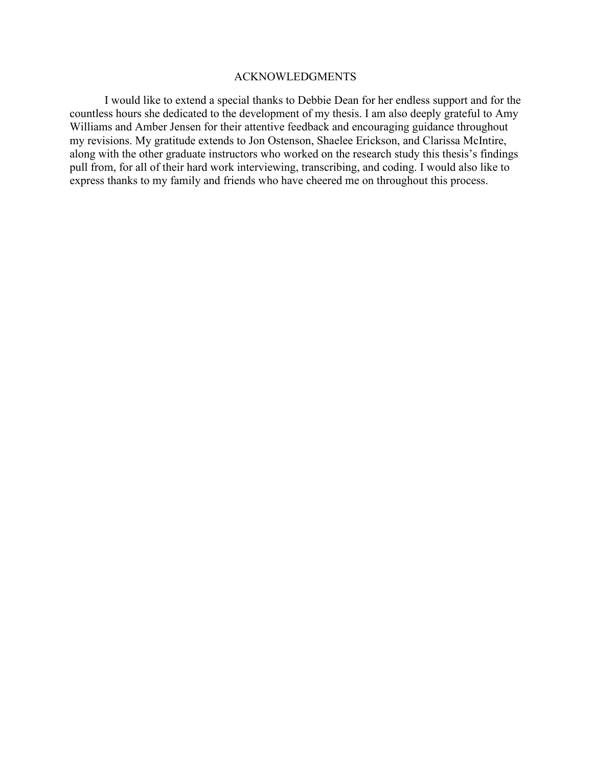# ACKNOWLEDGMENTS

I would like to extend a special thanks to Debbie Dean for her endless support and for the countless hours she dedicated to the development of my thesis. I am also deeply grateful to Amy Williams and Amber Jensen for their attentive feedback and encouraging guidance throughout my revisions. My gratitude extends to Jon Ostenson, Shaelee Erickson, and Clarissa McIntire, along with the other graduate instructors who worked on the research study this thesis's findings pull from, for all of their hard work interviewing, transcribing, and coding. I would also like to express thanks to my family and friends who have cheered me on throughout this process.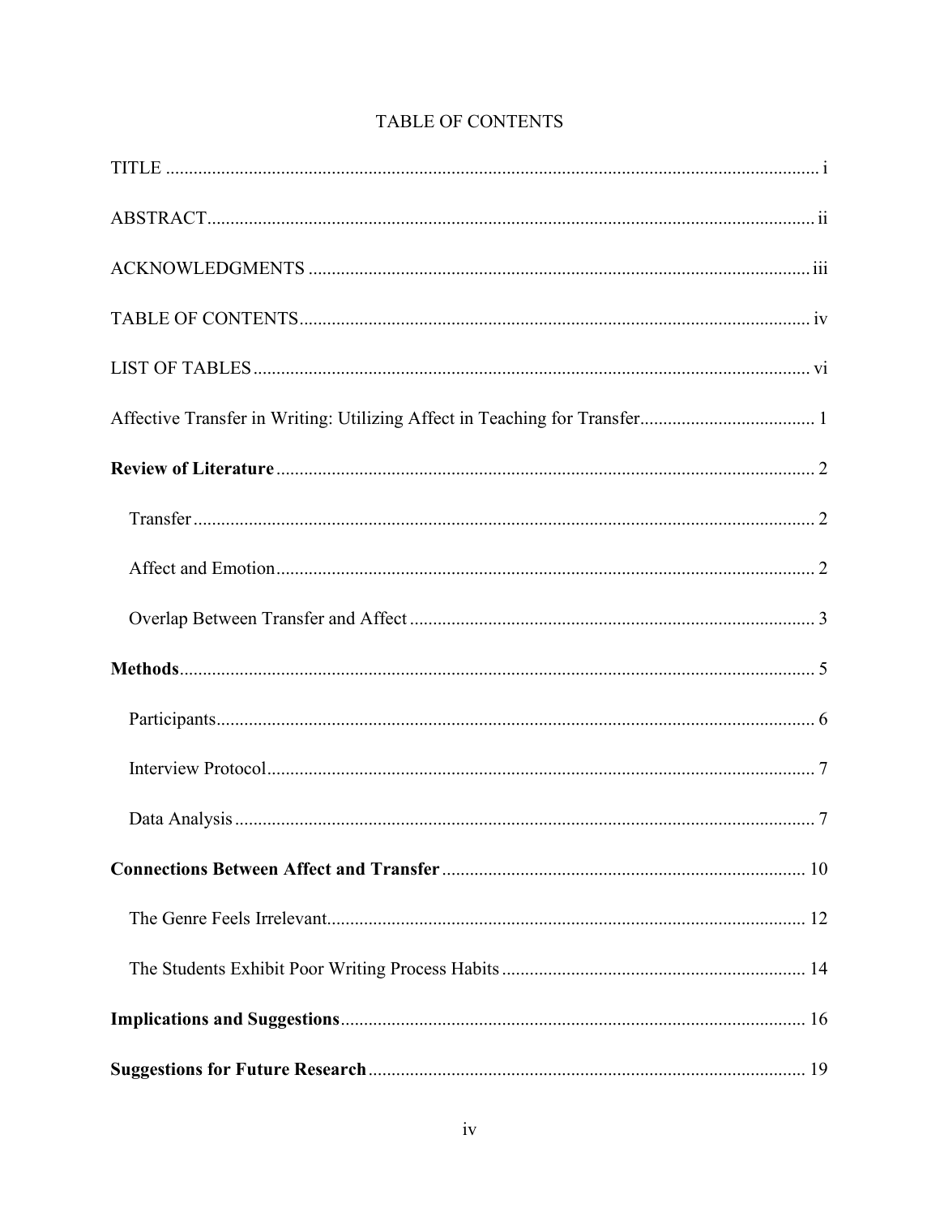# TABLE OF CONTENTS

TITLE ........................................................................................................................... i

ABSTRACT .................................................................................................................... ii

ACKNOWLEDGMENTS ................................................................................................ iii

TABLE OF CONTENTS .................................................................................................. iv

LIST OF TABLES .......................................................................................................... vi

Affective Transfer in Writing: Utilizing Affect in Teaching for Transfer .................................... 1

**Review of Literature** .................................................................................................... 2

- Transfer ...................................................................................................................... 2
- Affect and Emotion ..................................................................................................... 2
- Overlap Between Transfer and Affect .......................................................................... 3

**Methods** ...................................................................................................................... 5

- Participants ................................................................................................................. 6
- Interview Protocol ....................................................................................................... 7
- Data Analysis .............................................................................................................. 7

**Connections Between Affect and Transfer** .................................................................. 10

- The Genre Feels Irrelevant ........................................................................................ 12
- The Students Exhibit Poor Writing Process Habits ...................................................... 14

**Implications and Suggestions** ................................................................................... 16

**Suggestions for Future Research** .............................................................................. 19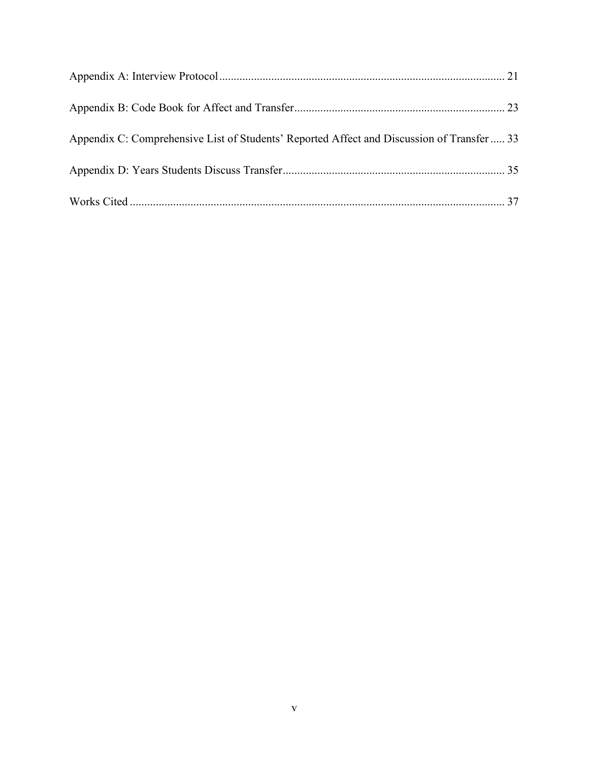Appendix A: Interview Protocol .................................................................................................. 21

Appendix B: Code Book for Affect and Transfer ......................................................................... 23

Appendix C: Comprehensive List of Students' Reported Affect and Discussion of Transfer ..... 33

Appendix D: Years Students Discuss Transfer ............................................................................. 35

Works Cited .................................................................................................................................. 37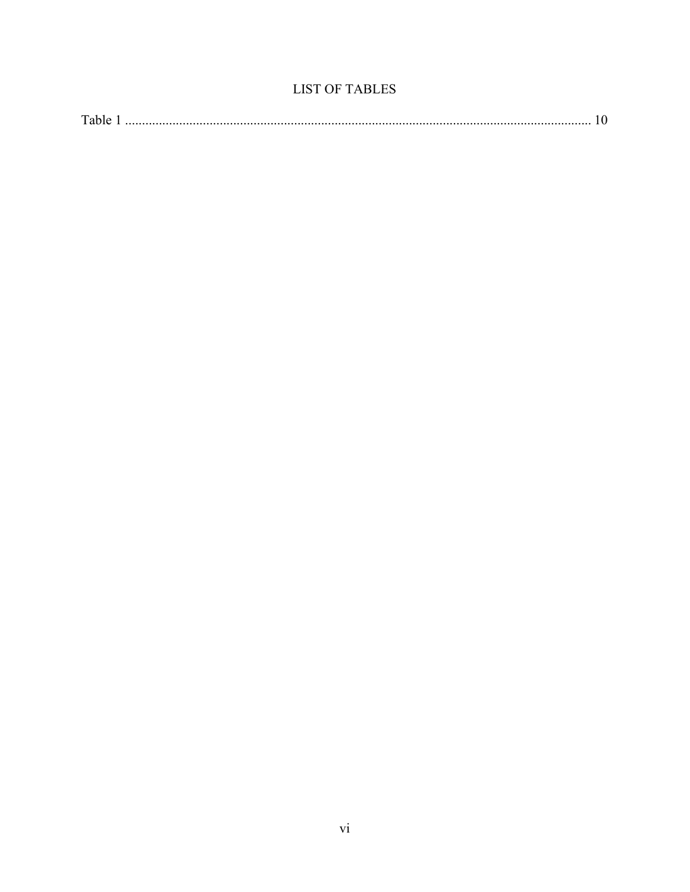# LIST OF TABLES

Table 1 ........................................................................................................................................ 10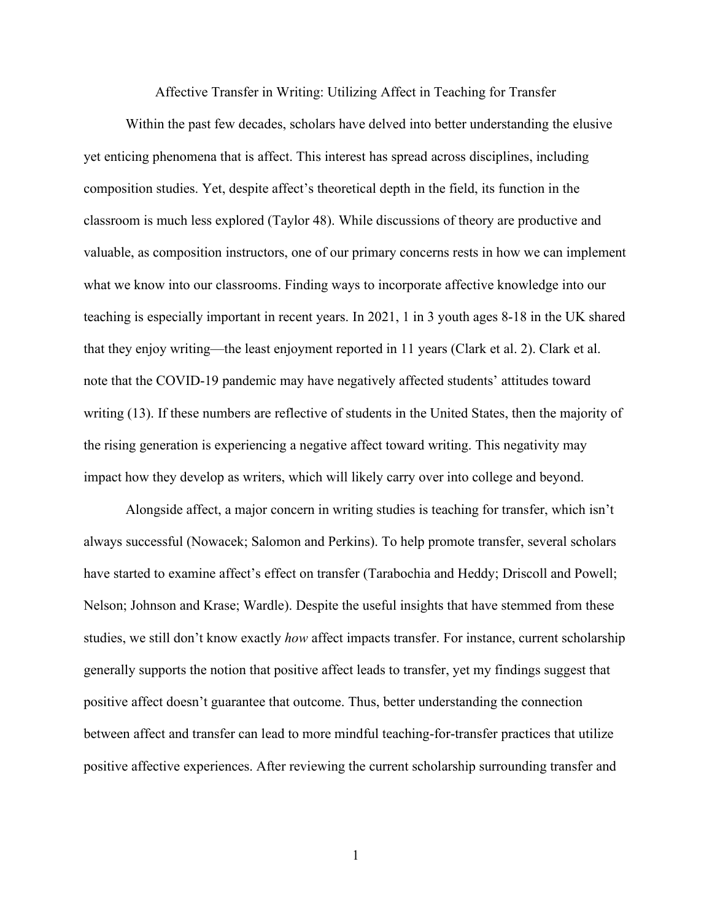# Affective Transfer in Writing: Utilizing Affect in Teaching for Transfer

Within the past few decades, scholars have delved into better understanding the elusive yet enticing phenomena that is affect. This interest has spread across disciplines, including composition studies. Yet, despite affect's theoretical depth in the field, its function in the classroom is much less explored (Taylor 48). While discussions of theory are productive and valuable, as composition instructors, one of our primary concerns rests in how we can implement what we know into our classrooms. Finding ways to incorporate affective knowledge into our teaching is especially important in recent years. In 2021, 1 in 3 youth ages 8-18 in the UK shared that they enjoy writing—the least enjoyment reported in 11 years (Clark et al. 2). Clark et al. note that the COVID-19 pandemic may have negatively affected students' attitudes toward writing (13). If these numbers are reflective of students in the United States, then the majority of the rising generation is experiencing a negative affect toward writing. This negativity may impact how they develop as writers, which will likely carry over into college and beyond.

Alongside affect, a major concern in writing studies is teaching for transfer, which isn't always successful (Nowacek; Salomon and Perkins). To help promote transfer, several scholars have started to examine affect's effect on transfer (Tarabochia and Heddy; Driscoll and Powell; Nelson; Johnson and Krase; Wardle). Despite the useful insights that have stemmed from these studies, we still don't know exactly *how* affect impacts transfer. For instance, current scholarship generally supports the notion that positive affect leads to transfer, yet my findings suggest that positive affect doesn't guarantee that outcome. Thus, better understanding the connection between affect and transfer can lead to more mindful teaching-for-transfer practices that utilize positive affective experiences. After reviewing the current scholarship surrounding transfer and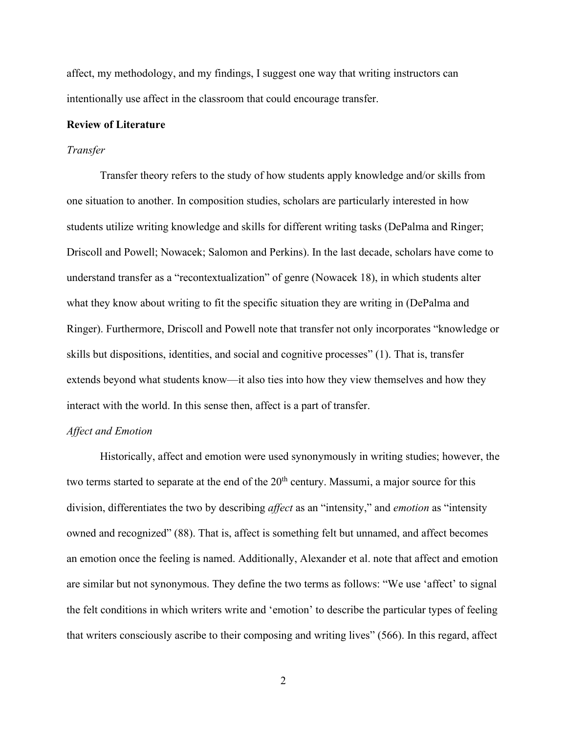affect, my methodology, and my findings, I suggest one way that writing instructors can intentionally use affect in the classroom that could encourage transfer.

## Review of Literature

### *Transfer*

Transfer theory refers to the study of how students apply knowledge and/or skills from one situation to another. In composition studies, scholars are particularly interested in how students utilize writing knowledge and skills for different writing tasks (DePalma and Ringer; Driscoll and Powell; Nowacek; Salomon and Perkins). In the last decade, scholars have come to understand transfer as a "recontextualization" of genre (Nowacek 18), in which students alter what they know about writing to fit the specific situation they are writing in (DePalma and Ringer). Furthermore, Driscoll and Powell note that transfer not only incorporates "knowledge or skills but dispositions, identities, and social and cognitive processes" (1). That is, transfer extends beyond what students know—it also ties into how they view themselves and how they interact with the world. In this sense then, affect is a part of transfer.

### *Affect and Emotion*

Historically, affect and emotion were used synonymously in writing studies; however, the two terms started to separate at the end of the 20th century. Massumi, a major source for this division, differentiates the two by describing *affect* as an "intensity," and *emotion* as "intensity owned and recognized" (88). That is, affect is something felt but unnamed, and affect becomes an emotion once the feeling is named. Additionally, Alexander et al. note that affect and emotion are similar but not synonymous. They define the two terms as follows: "We use 'affect' to signal the felt conditions in which writers write and 'emotion' to describe the particular types of feeling that writers consciously ascribe to their composing and writing lives" (566). In this regard, affect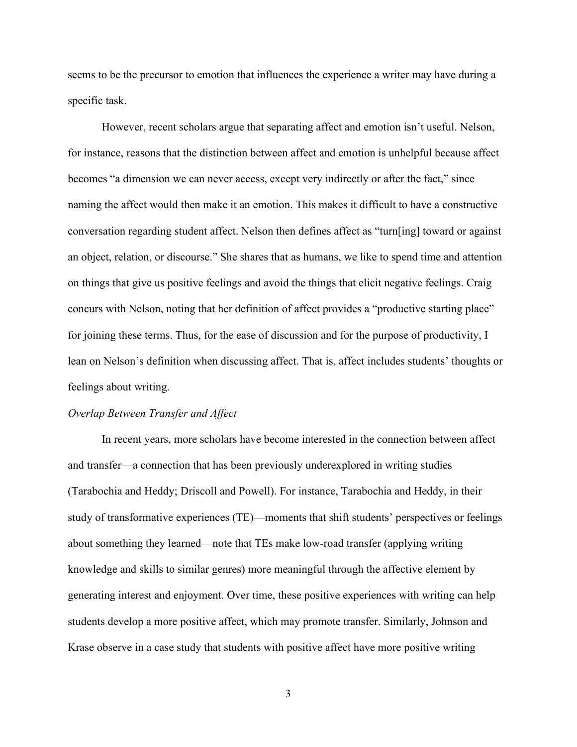seems to be the precursor to emotion that influences the experience a writer may have during a specific task.

However, recent scholars argue that separating affect and emotion isn't useful. Nelson, for instance, reasons that the distinction between affect and emotion is unhelpful because affect becomes "a dimension we can never access, except very indirectly or after the fact," since naming the affect would then make it an emotion. This makes it difficult to have a constructive conversation regarding student affect. Nelson then defines affect as "turn[ing] toward or against an object, relation, or discourse." She shares that as humans, we like to spend time and attention on things that give us positive feelings and avoid the things that elicit negative feelings. Craig concurs with Nelson, noting that her definition of affect provides a "productive starting place" for joining these terms. Thus, for the ease of discussion and for the purpose of productivity, I lean on Nelson's definition when discussing affect. That is, affect includes students' thoughts or feelings about writing.

*Overlap Between Transfer and Affect*

In recent years, more scholars have become interested in the connection between affect and transfer—a connection that has been previously underexplored in writing studies (Tarabochia and Heddy; Driscoll and Powell). For instance, Tarabochia and Heddy, in their study of transformative experiences (TE)—moments that shift students' perspectives or feelings about something they learned—note that TEs make low-road transfer (applying writing knowledge and skills to similar genres) more meaningful through the affective element by generating interest and enjoyment. Over time, these positive experiences with writing can help students develop a more positive affect, which may promote transfer. Similarly, Johnson and Krase observe in a case study that students with positive affect have more positive writing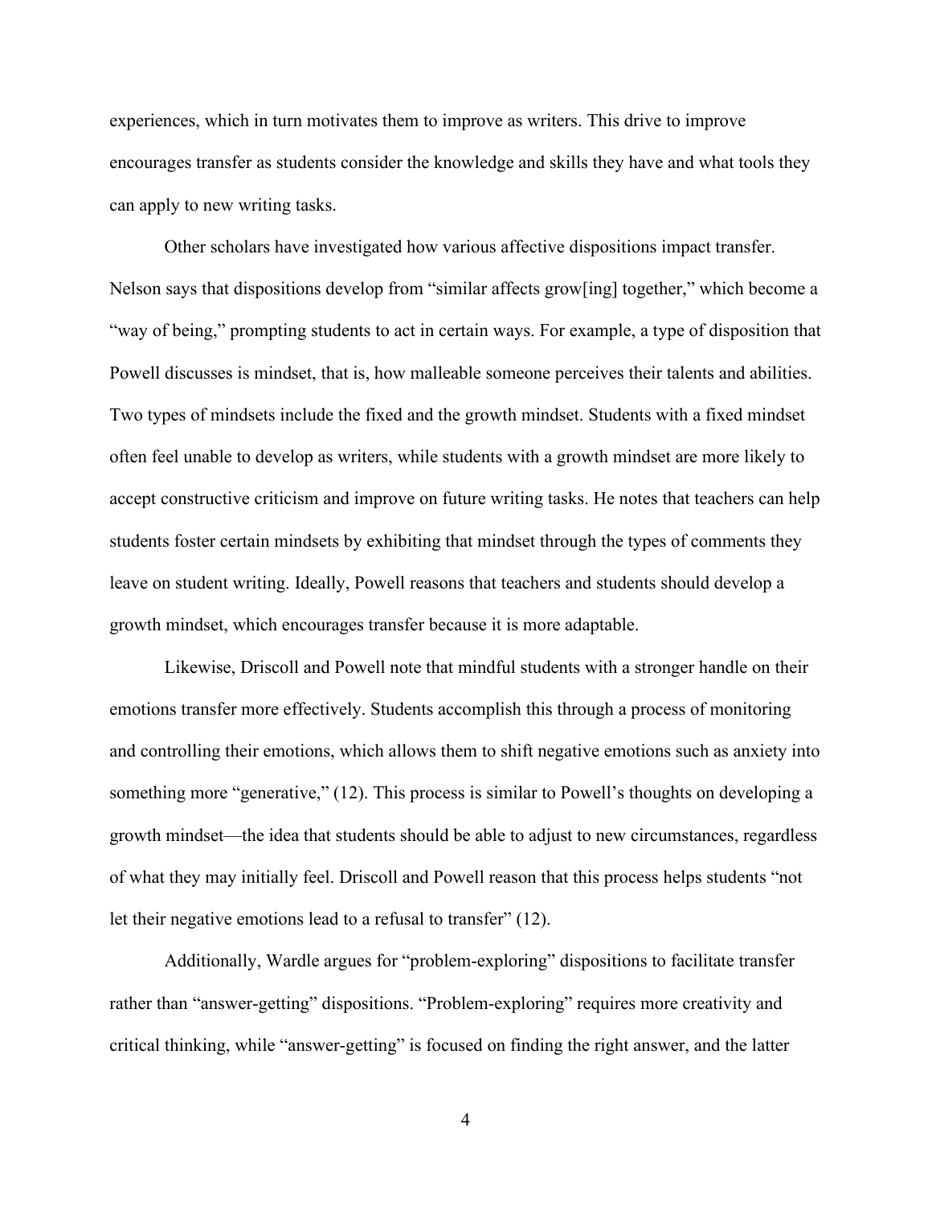experiences, which in turn motivates them to improve as writers. This drive to improve encourages transfer as students consider the knowledge and skills they have and what tools they can apply to new writing tasks.

Other scholars have investigated how various affective dispositions impact transfer. Nelson says that dispositions develop from "similar affects grow[ing] together," which become a "way of being," prompting students to act in certain ways. For example, a type of disposition that Powell discusses is mindset, that is, how malleable someone perceives their talents and abilities. Two types of mindsets include the fixed and the growth mindset. Students with a fixed mindset often feel unable to develop as writers, while students with a growth mindset are more likely to accept constructive criticism and improve on future writing tasks. He notes that teachers can help students foster certain mindsets by exhibiting that mindset through the types of comments they leave on student writing. Ideally, Powell reasons that teachers and students should develop a growth mindset, which encourages transfer because it is more adaptable.

Likewise, Driscoll and Powell note that mindful students with a stronger handle on their emotions transfer more effectively. Students accomplish this through a process of monitoring and controlling their emotions, which allows them to shift negative emotions such as anxiety into something more "generative," (12). This process is similar to Powell's thoughts on developing a growth mindset—the idea that students should be able to adjust to new circumstances, regardless of what they may initially feel. Driscoll and Powell reason that this process helps students "not let their negative emotions lead to a refusal to transfer" (12).

Additionally, Wardle argues for "problem-exploring" dispositions to facilitate transfer rather than "answer-getting" dispositions. "Problem-exploring" requires more creativity and critical thinking, while "answer-getting" is focused on finding the right answer, and the latter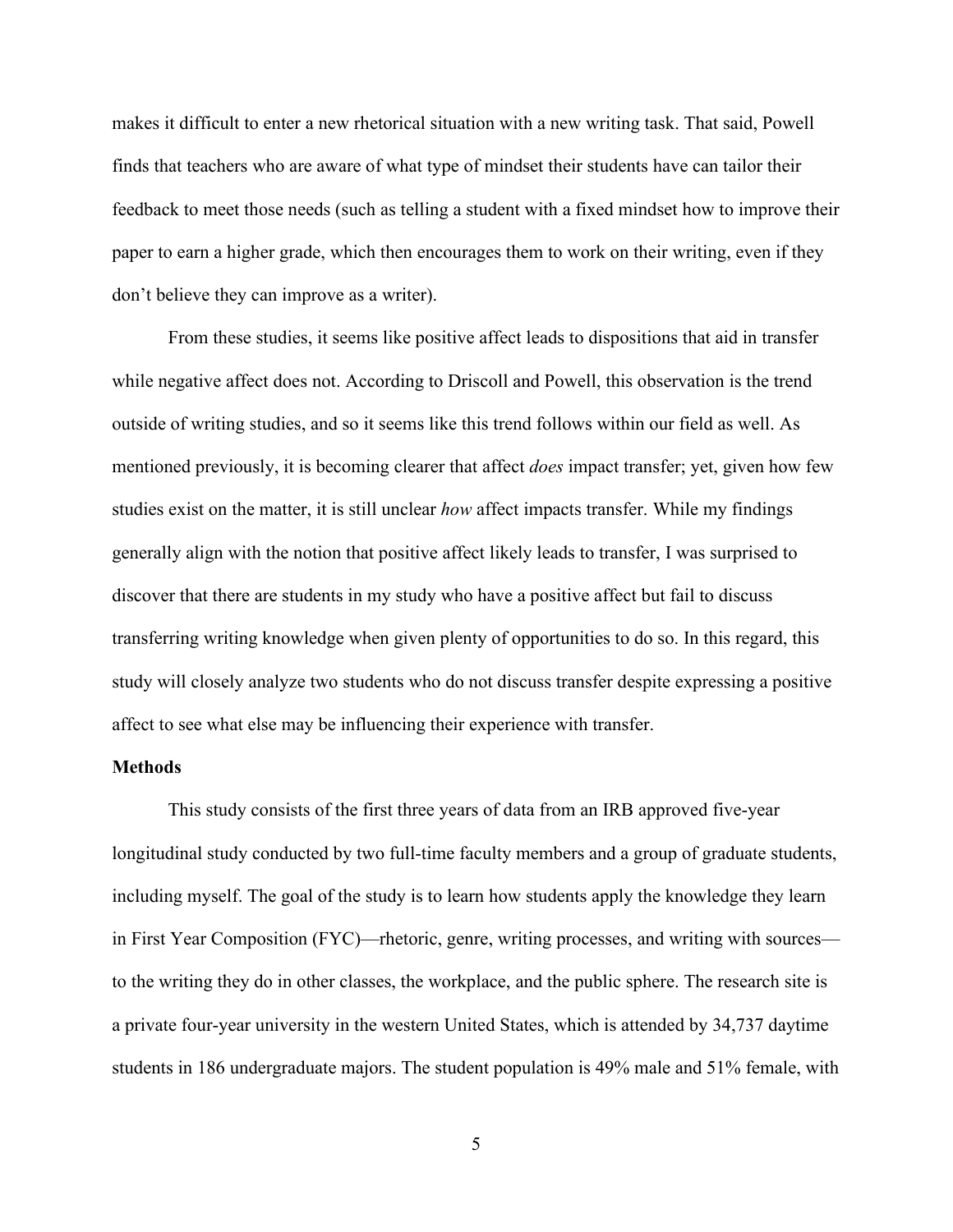makes it difficult to enter a new rhetorical situation with a new writing task. That said, Powell finds that teachers who are aware of what type of mindset their students have can tailor their feedback to meet those needs (such as telling a student with a fixed mindset how to improve their paper to earn a higher grade, which then encourages them to work on their writing, even if they don't believe they can improve as a writer).

From these studies, it seems like positive affect leads to dispositions that aid in transfer while negative affect does not. According to Driscoll and Powell, this observation is the trend outside of writing studies, and so it seems like this trend follows within our field as well. As mentioned previously, it is becoming clearer that affect *does* impact transfer; yet, given how few studies exist on the matter, it is still unclear *how* affect impacts transfer. While my findings generally align with the notion that positive affect likely leads to transfer, I was surprised to discover that there are students in my study who have a positive affect but fail to discuss transferring writing knowledge when given plenty of opportunities to do so. In this regard, this study will closely analyze two students who do not discuss transfer despite expressing a positive affect to see what else may be influencing their experience with transfer.

**Methods**

This study consists of the first three years of data from an IRB approved five-year longitudinal study conducted by two full-time faculty members and a group of graduate students, including myself. The goal of the study is to learn how students apply the knowledge they learn in First Year Composition (FYC)—rhetoric, genre, writing processes, and writing with sources—to the writing they do in other classes, the workplace, and the public sphere. The research site is a private four-year university in the western United States, which is attended by 34,737 daytime students in 186 undergraduate majors. The student population is 49% male and 51% female, with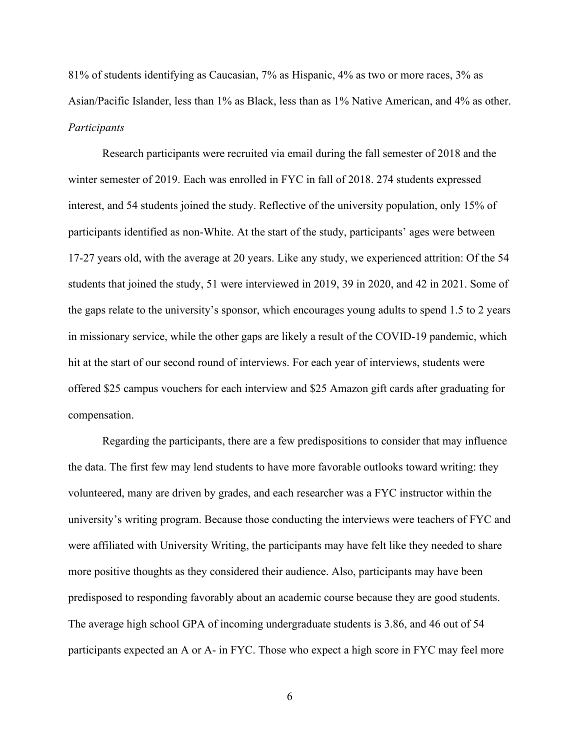81% of students identifying as Caucasian, 7% as Hispanic, 4% as two or more races, 3% as Asian/Pacific Islander, less than 1% as Black, less than as 1% Native American, and 4% as other.

*Participants*

Research participants were recruited via email during the fall semester of 2018 and the winter semester of 2019. Each was enrolled in FYC in fall of 2018. 274 students expressed interest, and 54 students joined the study. Reflective of the university population, only 15% of participants identified as non-White. At the start of the study, participants' ages were between 17-27 years old, with the average at 20 years. Like any study, we experienced attrition: Of the 54 students that joined the study, 51 were interviewed in 2019, 39 in 2020, and 42 in 2021. Some of the gaps relate to the university's sponsor, which encourages young adults to spend 1.5 to 2 years in missionary service, while the other gaps are likely a result of the COVID-19 pandemic, which hit at the start of our second round of interviews. For each year of interviews, students were offered $25 campus vouchers for each interview and $25 Amazon gift cards after graduating for compensation.

Regarding the participants, there are a few predispositions to consider that may influence the data. The first few may lend students to have more favorable outlooks toward writing: they volunteered, many are driven by grades, and each researcher was a FYC instructor within the university's writing program. Because those conducting the interviews were teachers of FYC and were affiliated with University Writing, the participants may have felt like they needed to share more positive thoughts as they considered their audience. Also, participants may have been predisposed to responding favorably about an academic course because they are good students. The average high school GPA of incoming undergraduate students is 3.86, and 46 out of 54 participants expected an A or A- in FYC. Those who expect a high score in FYC may feel more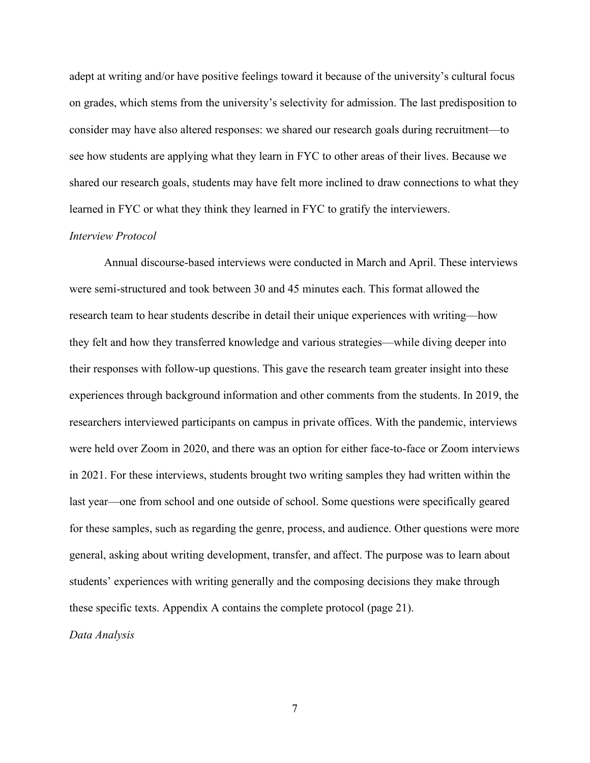adept at writing and/or have positive feelings toward it because of the university's cultural focus on grades, which stems from the university's selectivity for admission. The last predisposition to consider may have also altered responses: we shared our research goals during recruitment—to see how students are applying what they learn in FYC to other areas of their lives. Because we shared our research goals, students may have felt more inclined to draw connections to what they learned in FYC or what they think they learned in FYC to gratify the interviewers.

### *Interview Protocol*

Annual discourse-based interviews were conducted in March and April. These interviews were semi-structured and took between 30 and 45 minutes each. This format allowed the research team to hear students describe in detail their unique experiences with writing—how they felt and how they transferred knowledge and various strategies—while diving deeper into their responses with follow-up questions. This gave the research team greater insight into these experiences through background information and other comments from the students. In 2019, the researchers interviewed participants on campus in private offices. With the pandemic, interviews were held over Zoom in 2020, and there was an option for either face-to-face or Zoom interviews in 2021. For these interviews, students brought two writing samples they had written within the last year—one from school and one outside of school. Some questions were specifically geared for these samples, such as regarding the genre, process, and audience. Other questions were more general, asking about writing development, transfer, and affect. The purpose was to learn about students' experiences with writing generally and the composing decisions they make through these specific texts. Appendix A contains the complete protocol (page 21).

### *Data Analysis*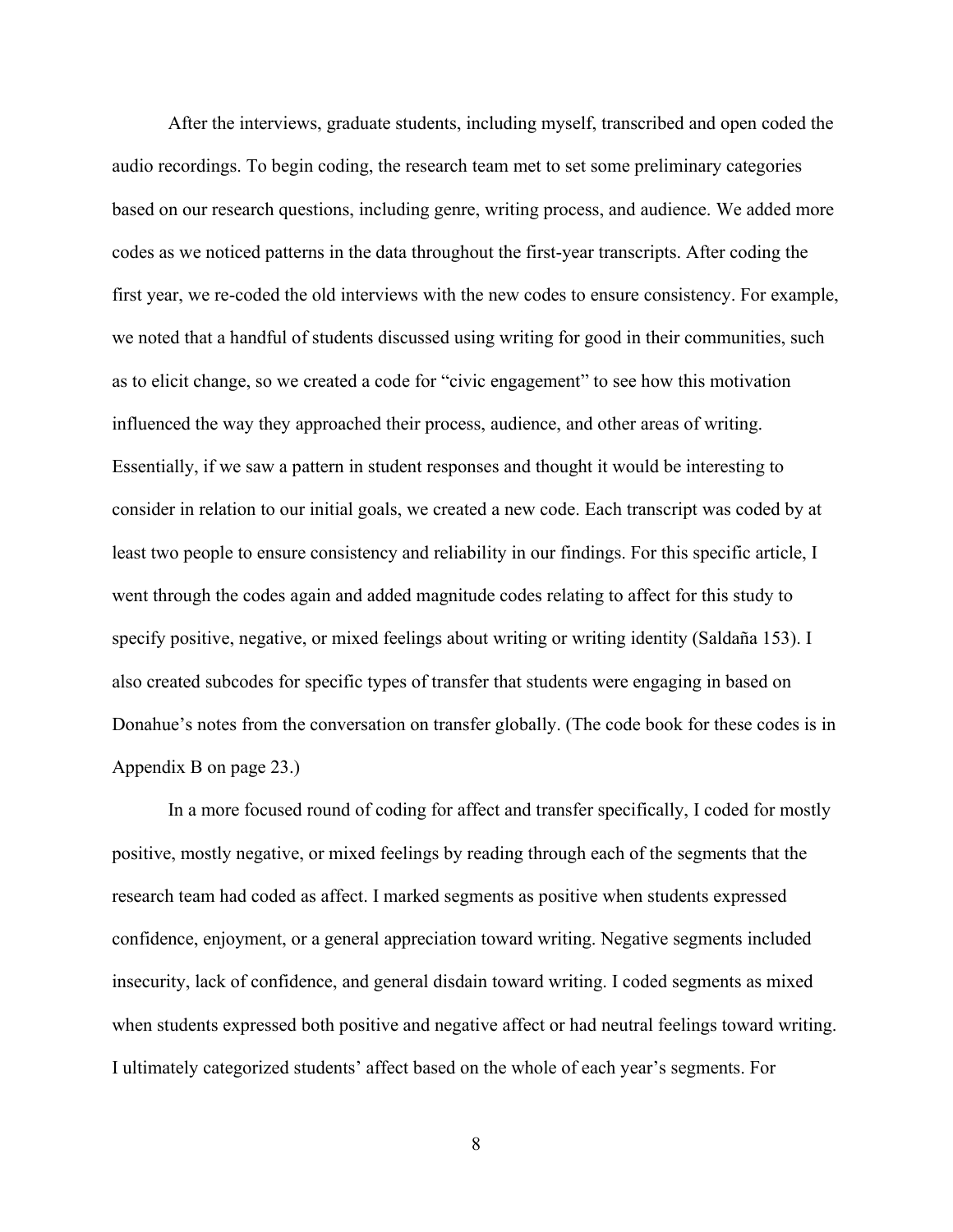After the interviews, graduate students, including myself, transcribed and open coded the audio recordings. To begin coding, the research team met to set some preliminary categories based on our research questions, including genre, writing process, and audience. We added more codes as we noticed patterns in the data throughout the first-year transcripts. After coding the first year, we re-coded the old interviews with the new codes to ensure consistency. For example, we noted that a handful of students discussed using writing for good in their communities, such as to elicit change, so we created a code for "civic engagement" to see how this motivation influenced the way they approached their process, audience, and other areas of writing. Essentially, if we saw a pattern in student responses and thought it would be interesting to consider in relation to our initial goals, we created a new code. Each transcript was coded by at least two people to ensure consistency and reliability in our findings. For this specific article, I went through the codes again and added magnitude codes relating to affect for this study to specify positive, negative, or mixed feelings about writing or writing identity (Saldaña 153). I also created subcodes for specific types of transfer that students were engaging in based on Donahue's notes from the conversation on transfer globally. (The code book for these codes is in Appendix B on page 23.)

In a more focused round of coding for affect and transfer specifically, I coded for mostly positive, mostly negative, or mixed feelings by reading through each of the segments that the research team had coded as affect. I marked segments as positive when students expressed confidence, enjoyment, or a general appreciation toward writing. Negative segments included insecurity, lack of confidence, and general disdain toward writing. I coded segments as mixed when students expressed both positive and negative affect or had neutral feelings toward writing. I ultimately categorized students' affect based on the whole of each year's segments. For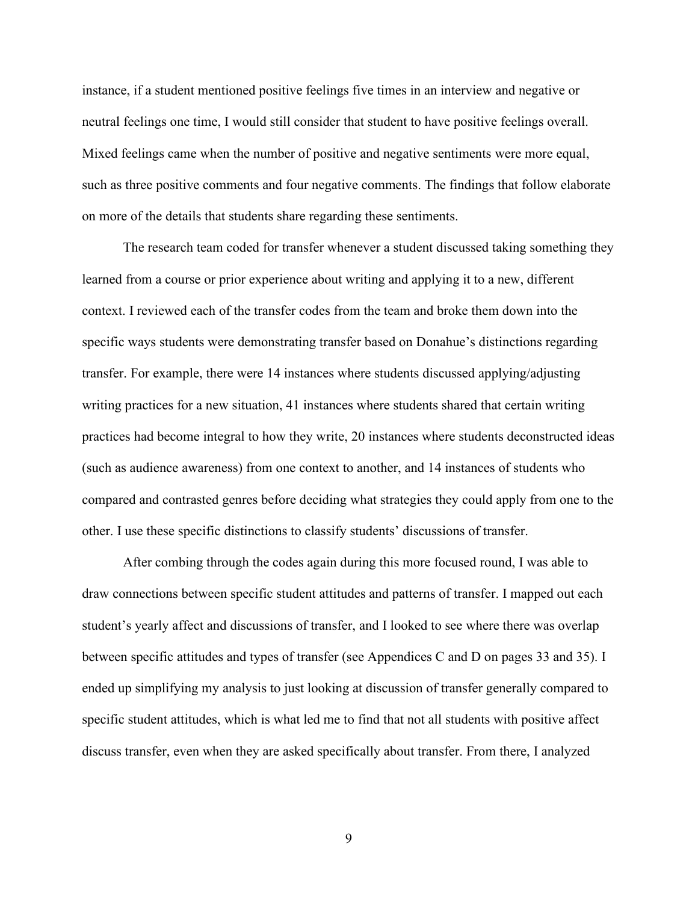instance, if a student mentioned positive feelings five times in an interview and negative or neutral feelings one time, I would still consider that student to have positive feelings overall. Mixed feelings came when the number of positive and negative sentiments were more equal, such as three positive comments and four negative comments. The findings that follow elaborate on more of the details that students share regarding these sentiments.

The research team coded for transfer whenever a student discussed taking something they learned from a course or prior experience about writing and applying it to a new, different context. I reviewed each of the transfer codes from the team and broke them down into the specific ways students were demonstrating transfer based on Donahue's distinctions regarding transfer. For example, there were 14 instances where students discussed applying/adjusting writing practices for a new situation, 41 instances where students shared that certain writing practices had become integral to how they write, 20 instances where students deconstructed ideas (such as audience awareness) from one context to another, and 14 instances of students who compared and contrasted genres before deciding what strategies they could apply from one to the other. I use these specific distinctions to classify students' discussions of transfer.

After combing through the codes again during this more focused round, I was able to draw connections between specific student attitudes and patterns of transfer. I mapped out each student's yearly affect and discussions of transfer, and I looked to see where there was overlap between specific attitudes and types of transfer (see Appendices C and D on pages 33 and 35). I ended up simplifying my analysis to just looking at discussion of transfer generally compared to specific student attitudes, which is what led me to find that not all students with positive affect discuss transfer, even when they are asked specifically about transfer. From there, I analyzed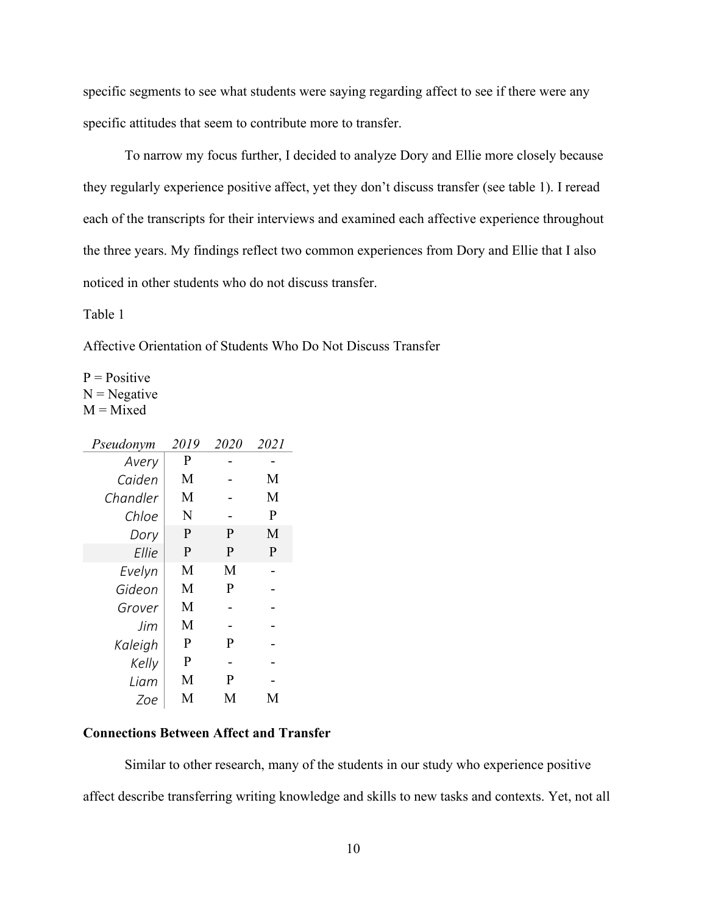specific segments to see what students were saying regarding affect to see if there were any specific attitudes that seem to contribute more to transfer.

To narrow my focus further, I decided to analyze Dory and Ellie more closely because they regularly experience positive affect, yet they don't discuss transfer (see table 1). I reread each of the transcripts for their interviews and examined each affective experience throughout the three years. My findings reflect two common experiences from Dory and Ellie that I also noticed in other students who do not discuss transfer.

Table 1

Affective Orientation of Students Who Do Not Discuss Transfer

P = Positive
N = Negative
M = Mixed

| *Pseudonym* | *2019* | *2020* | *2021* |
|---|---|---|---|
| *Avery* | P | - | - |
| *Caiden* | M | - | M |
| *Chandler* | M | - | M |
| *Chloe* | N | - | P |
| *Dory* | P | P | M |
| *Ellie* | P | P | P |
| *Evelyn* | M | M | - |
| *Gideon* | M | P | - |
| *Grover* | M | - | - |
| *Jim* | M | - | - |
| *Kaleigh* | P | P | - |
| *Kelly* | P | - | - |
| *Liam* | M | P | - |
| *Zoe* | M | M | M |

**Connections Between Affect and Transfer**

Similar to other research, many of the students in our study who experience positive affect describe transferring writing knowledge and skills to new tasks and contexts. Yet, not all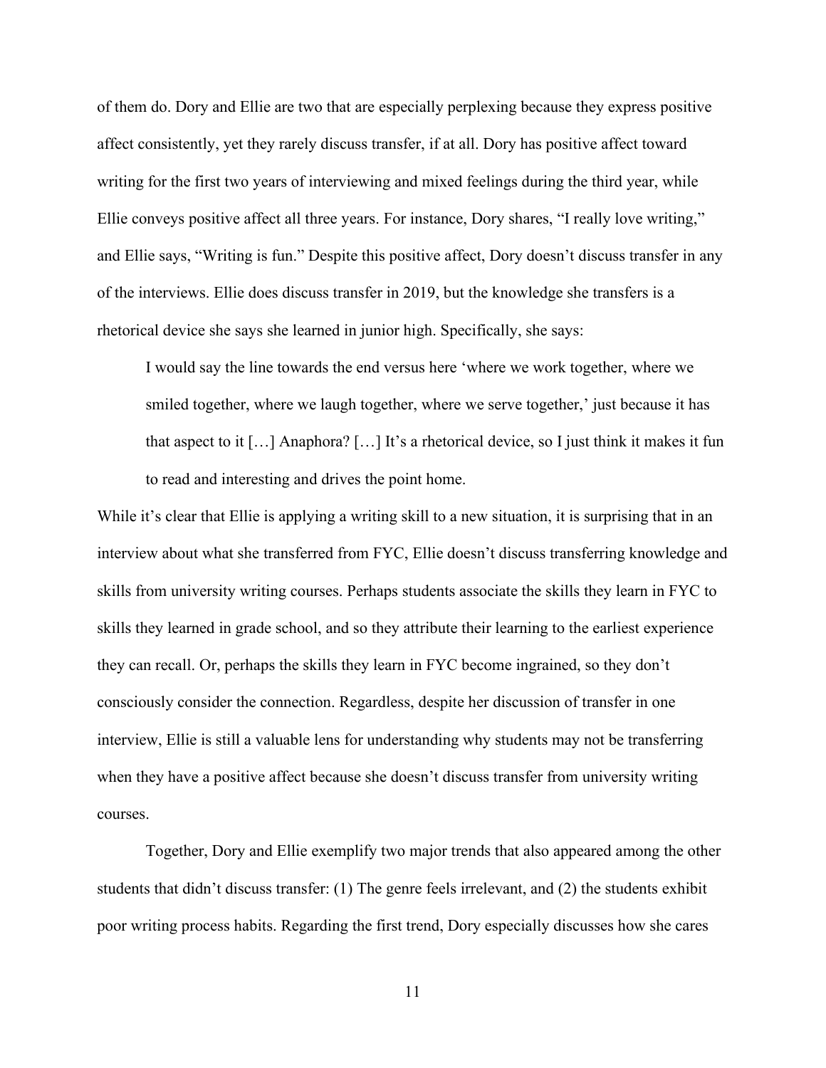of them do. Dory and Ellie are two that are especially perplexing because they express positive affect consistently, yet they rarely discuss transfer, if at all. Dory has positive affect toward writing for the first two years of interviewing and mixed feelings during the third year, while Ellie conveys positive affect all three years. For instance, Dory shares, "I really love writing," and Ellie says, "Writing is fun." Despite this positive affect, Dory doesn't discuss transfer in any of the interviews. Ellie does discuss transfer in 2019, but the knowledge she transfers is a rhetorical device she says she learned in junior high. Specifically, she says:

> I would say the line towards the end versus here 'where we work together, where we smiled together, where we laugh together, where we serve together,' just because it has that aspect to it […] Anaphora? […] It's a rhetorical device, so I just think it makes it fun to read and interesting and drives the point home.

While it's clear that Ellie is applying a writing skill to a new situation, it is surprising that in an interview about what she transferred from FYC, Ellie doesn't discuss transferring knowledge and skills from university writing courses. Perhaps students associate the skills they learn in FYC to skills they learned in grade school, and so they attribute their learning to the earliest experience they can recall. Or, perhaps the skills they learn in FYC become ingrained, so they don't consciously consider the connection. Regardless, despite her discussion of transfer in one interview, Ellie is still a valuable lens for understanding why students may not be transferring when they have a positive affect because she doesn't discuss transfer from university writing courses.

Together, Dory and Ellie exemplify two major trends that also appeared among the other students that didn't discuss transfer: (1) The genre feels irrelevant, and (2) the students exhibit poor writing process habits. Regarding the first trend, Dory especially discusses how she cares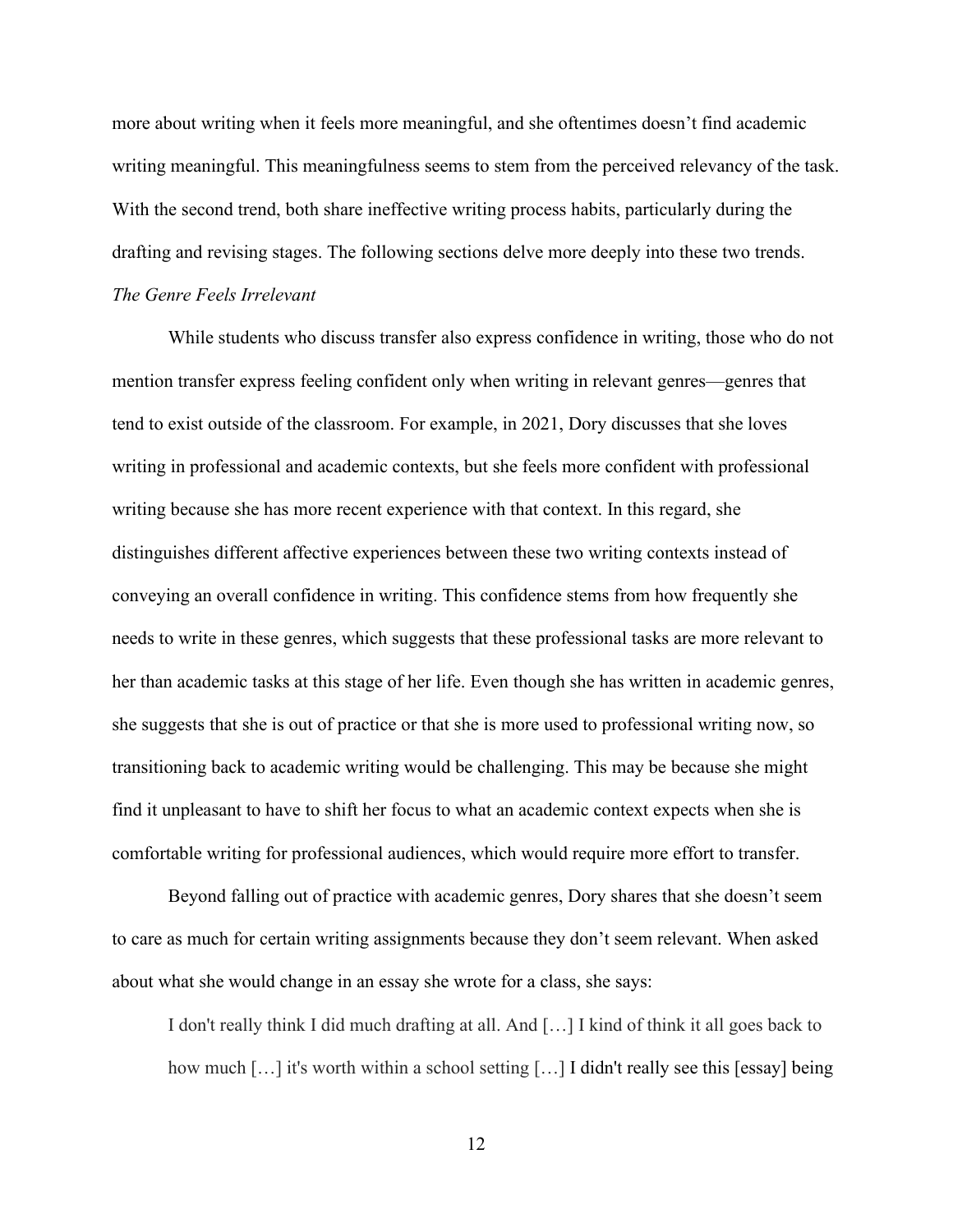more about writing when it feels more meaningful, and she oftentimes doesn't find academic writing meaningful. This meaningfulness seems to stem from the perceived relevancy of the task. With the second trend, both share ineffective writing process habits, particularly during the drafting and revising stages. The following sections delve more deeply into these two trends.

### *The Genre Feels Irrelevant*

While students who discuss transfer also express confidence in writing, those who do not mention transfer express feeling confident only when writing in relevant genres—genres that tend to exist outside of the classroom. For example, in 2021, Dory discusses that she loves writing in professional and academic contexts, but she feels more confident with professional writing because she has more recent experience with that context. In this regard, she distinguishes different affective experiences between these two writing contexts instead of conveying an overall confidence in writing. This confidence stems from how frequently she needs to write in these genres, which suggests that these professional tasks are more relevant to her than academic tasks at this stage of her life. Even though she has written in academic genres, she suggests that she is out of practice or that she is more used to professional writing now, so transitioning back to academic writing would be challenging. This may be because she might find it unpleasant to have to shift her focus to what an academic context expects when she is comfortable writing for professional audiences, which would require more effort to transfer.

Beyond falling out of practice with academic genres, Dory shares that she doesn't seem to care as much for certain writing assignments because they don't seem relevant. When asked about what she would change in an essay she wrote for a class, she says:

> I don't really think I did much drafting at all. And […] I kind of think it all goes back to how much […] it's worth within a school setting […] I didn't really see this [essay] being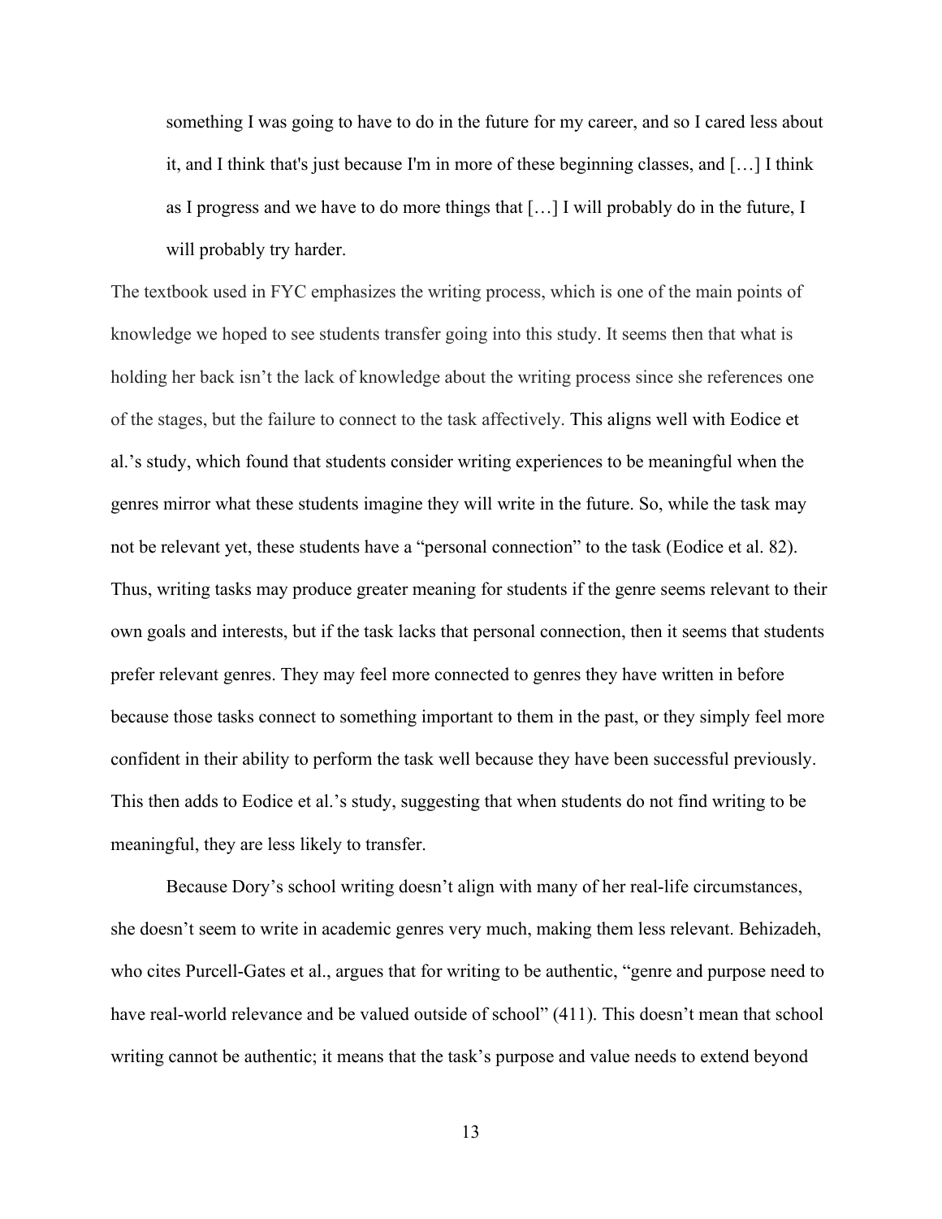> something I was going to have to do in the future for my career, and so I cared less about it, and I think that's just because I'm in more of these beginning classes, and […] I think as I progress and we have to do more things that […] I will probably do in the future, I will probably try harder.

The textbook used in FYC emphasizes the writing process, which is one of the main points of knowledge we hoped to see students transfer going into this study. It seems then that what is holding her back isn't the lack of knowledge about the writing process since she references one of the stages, but the failure to connect to the task affectively. This aligns well with Eodice et al.'s study, which found that students consider writing experiences to be meaningful when the genres mirror what these students imagine they will write in the future. So, while the task may not be relevant yet, these students have a "personal connection" to the task (Eodice et al. 82). Thus, writing tasks may produce greater meaning for students if the genre seems relevant to their own goals and interests, but if the task lacks that personal connection, then it seems that students prefer relevant genres. They may feel more connected to genres they have written in before because those tasks connect to something important to them in the past, or they simply feel more confident in their ability to perform the task well because they have been successful previously. This then adds to Eodice et al.'s study, suggesting that when students do not find writing to be meaningful, they are less likely to transfer.

Because Dory's school writing doesn't align with many of her real-life circumstances, she doesn't seem to write in academic genres very much, making them less relevant. Behizadeh, who cites Purcell-Gates et al., argues that for writing to be authentic, "genre and purpose need to have real-world relevance and be valued outside of school" (411). This doesn't mean that school writing cannot be authentic; it means that the task's purpose and value needs to extend beyond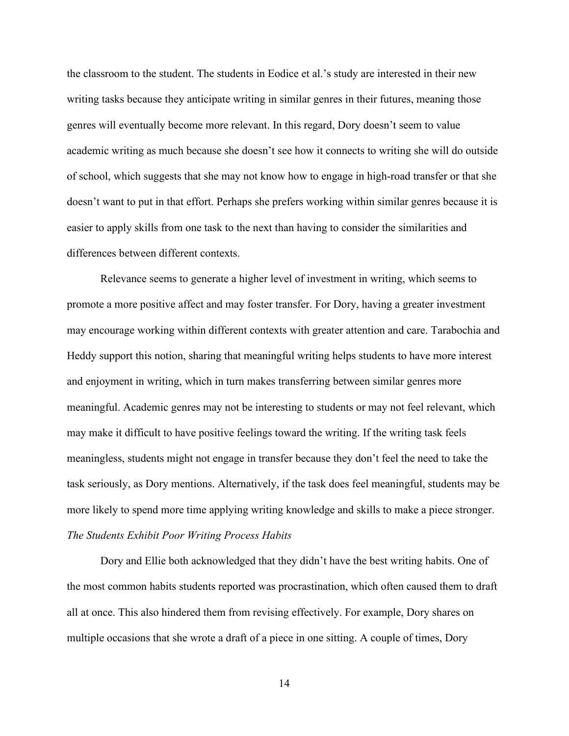the classroom to the student. The students in Eodice et al.'s study are interested in their new writing tasks because they anticipate writing in similar genres in their futures, meaning those genres will eventually become more relevant. In this regard, Dory doesn't seem to value academic writing as much because she doesn't see how it connects to writing she will do outside of school, which suggests that she may not know how to engage in high-road transfer or that she doesn't want to put in that effort. Perhaps she prefers working within similar genres because it is easier to apply skills from one task to the next than having to consider the similarities and differences between different contexts.

Relevance seems to generate a higher level of investment in writing, which seems to promote a more positive affect and may foster transfer. For Dory, having a greater investment may encourage working within different contexts with greater attention and care. Tarabochia and Heddy support this notion, sharing that meaningful writing helps students to have more interest and enjoyment in writing, which in turn makes transferring between similar genres more meaningful. Academic genres may not be interesting to students or may not feel relevant, which may make it difficult to have positive feelings toward the writing. If the writing task feels meaningless, students might not engage in transfer because they don't feel the need to take the task seriously, as Dory mentions. Alternatively, if the task does feel meaningful, students may be more likely to spend more time applying writing knowledge and skills to make a piece stronger.

*The Students Exhibit Poor Writing Process Habits*

Dory and Ellie both acknowledged that they didn't have the best writing habits. One of the most common habits students reported was procrastination, which often caused them to draft all at once. This also hindered them from revising effectively. For example, Dory shares on multiple occasions that she wrote a draft of a piece in one sitting. A couple of times, Dory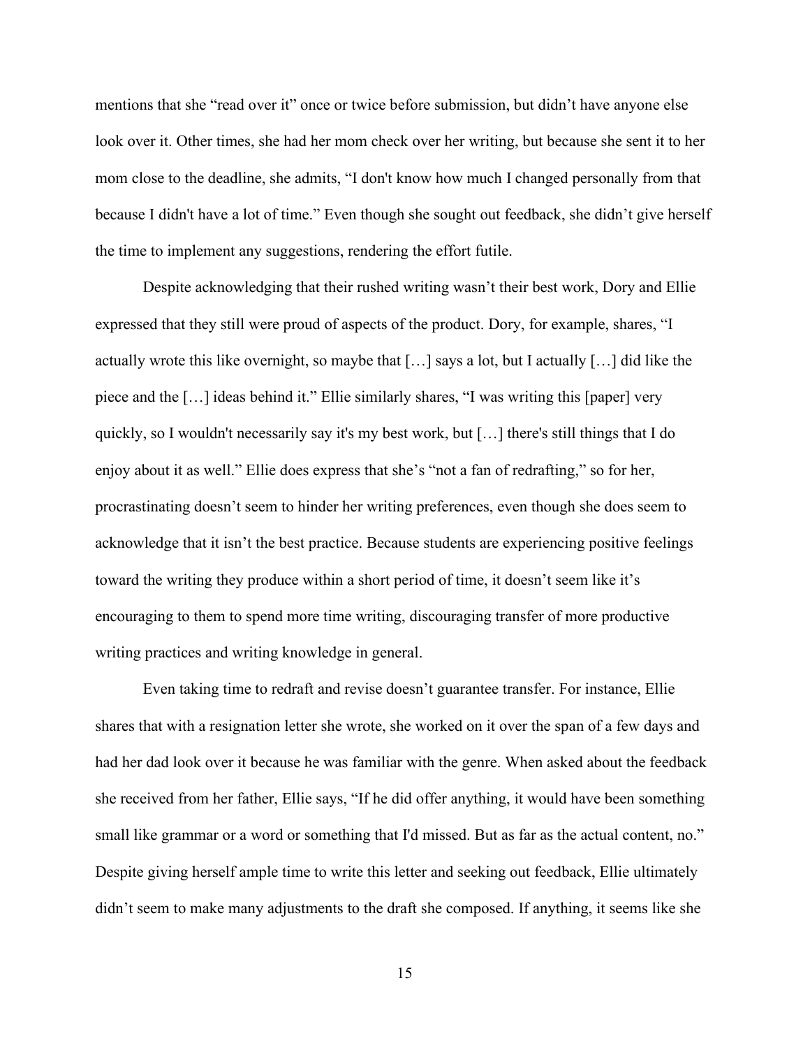mentions that she "read over it" once or twice before submission, but didn't have anyone else look over it. Other times, she had her mom check over her writing, but because she sent it to her mom close to the deadline, she admits, "I don't know how much I changed personally from that because I didn't have a lot of time." Even though she sought out feedback, she didn't give herself the time to implement any suggestions, rendering the effort futile.

Despite acknowledging that their rushed writing wasn't their best work, Dory and Ellie expressed that they still were proud of aspects of the product. Dory, for example, shares, "I actually wrote this like overnight, so maybe that […] says a lot, but I actually […] did like the piece and the […] ideas behind it." Ellie similarly shares, "I was writing this [paper] very quickly, so I wouldn't necessarily say it's my best work, but […] there's still things that I do enjoy about it as well." Ellie does express that she's "not a fan of redrafting," so for her, procrastinating doesn't seem to hinder her writing preferences, even though she does seem to acknowledge that it isn't the best practice. Because students are experiencing positive feelings toward the writing they produce within a short period of time, it doesn't seem like it's encouraging to them to spend more time writing, discouraging transfer of more productive writing practices and writing knowledge in general.

Even taking time to redraft and revise doesn't guarantee transfer. For instance, Ellie shares that with a resignation letter she wrote, she worked on it over the span of a few days and had her dad look over it because he was familiar with the genre. When asked about the feedback she received from her father, Ellie says, "If he did offer anything, it would have been something small like grammar or a word or something that I'd missed. But as far as the actual content, no." Despite giving herself ample time to write this letter and seeking out feedback, Ellie ultimately didn't seem to make many adjustments to the draft she composed. If anything, it seems like she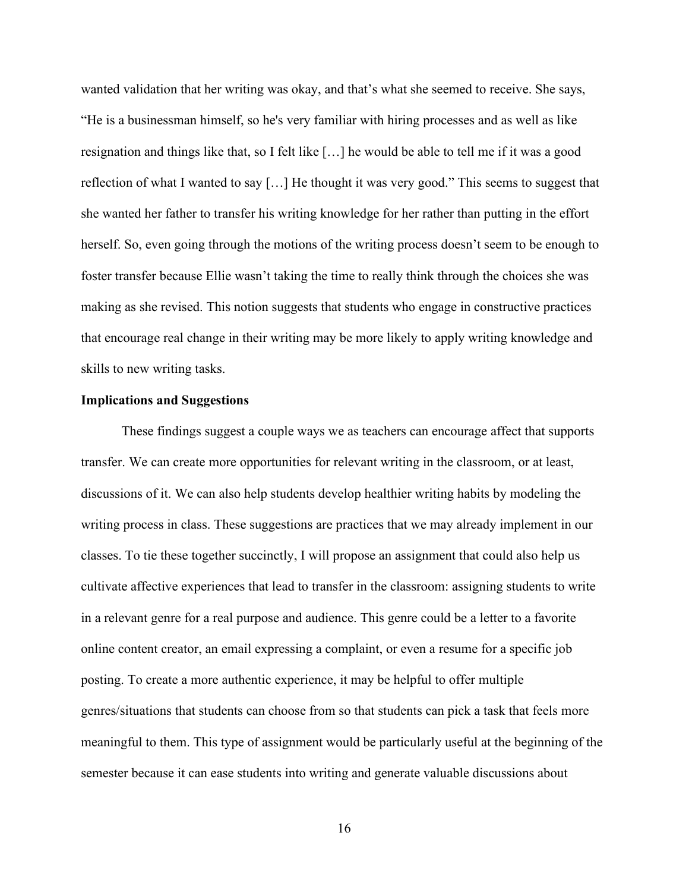wanted validation that her writing was okay, and that's what she seemed to receive. She says, "He is a businessman himself, so he's very familiar with hiring processes and as well as like resignation and things like that, so I felt like […] he would be able to tell me if it was a good reflection of what I wanted to say […] He thought it was very good." This seems to suggest that she wanted her father to transfer his writing knowledge for her rather than putting in the effort herself. So, even going through the motions of the writing process doesn't seem to be enough to foster transfer because Ellie wasn't taking the time to really think through the choices she was making as she revised. This notion suggests that students who engage in constructive practices that encourage real change in their writing may be more likely to apply writing knowledge and skills to new writing tasks.

**Implications and Suggestions**

These findings suggest a couple ways we as teachers can encourage affect that supports transfer. We can create more opportunities for relevant writing in the classroom, or at least, discussions of it. We can also help students develop healthier writing habits by modeling the writing process in class. These suggestions are practices that we may already implement in our classes. To tie these together succinctly, I will propose an assignment that could also help us cultivate affective experiences that lead to transfer in the classroom: assigning students to write in a relevant genre for a real purpose and audience. This genre could be a letter to a favorite online content creator, an email expressing a complaint, or even a resume for a specific job posting. To create a more authentic experience, it may be helpful to offer multiple genres/situations that students can choose from so that students can pick a task that feels more meaningful to them. This type of assignment would be particularly useful at the beginning of the semester because it can ease students into writing and generate valuable discussions about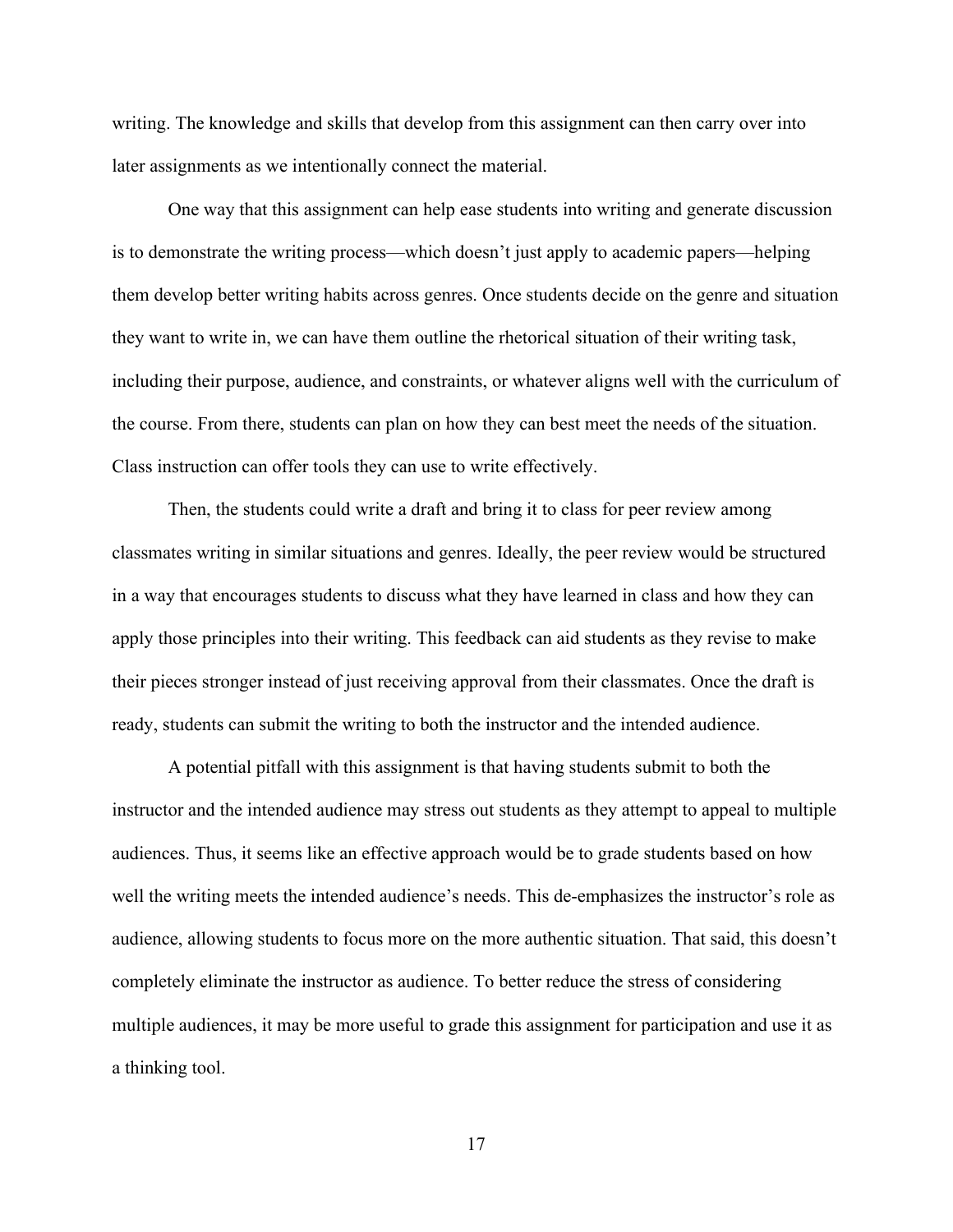writing. The knowledge and skills that develop from this assignment can then carry over into later assignments as we intentionally connect the material.

One way that this assignment can help ease students into writing and generate discussion is to demonstrate the writing process—which doesn't just apply to academic papers—helping them develop better writing habits across genres. Once students decide on the genre and situation they want to write in, we can have them outline the rhetorical situation of their writing task, including their purpose, audience, and constraints, or whatever aligns well with the curriculum of the course. From there, students can plan on how they can best meet the needs of the situation. Class instruction can offer tools they can use to write effectively.

Then, the students could write a draft and bring it to class for peer review among classmates writing in similar situations and genres. Ideally, the peer review would be structured in a way that encourages students to discuss what they have learned in class and how they can apply those principles into their writing. This feedback can aid students as they revise to make their pieces stronger instead of just receiving approval from their classmates. Once the draft is ready, students can submit the writing to both the instructor and the intended audience.

A potential pitfall with this assignment is that having students submit to both the instructor and the intended audience may stress out students as they attempt to appeal to multiple audiences. Thus, it seems like an effective approach would be to grade students based on how well the writing meets the intended audience's needs. This de-emphasizes the instructor's role as audience, allowing students to focus more on the more authentic situation. That said, this doesn't completely eliminate the instructor as audience. To better reduce the stress of considering multiple audiences, it may be more useful to grade this assignment for participation and use it as a thinking tool.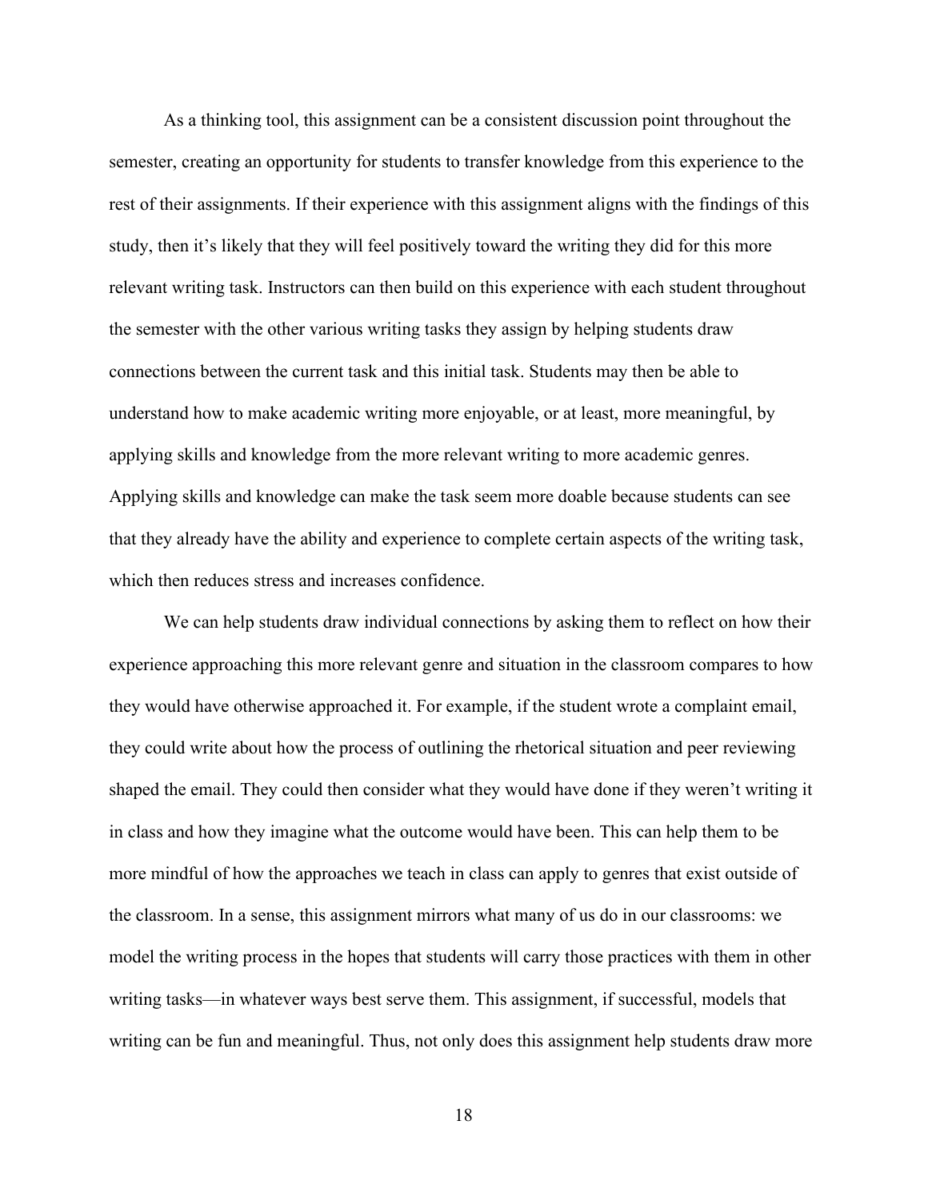As a thinking tool, this assignment can be a consistent discussion point throughout the semester, creating an opportunity for students to transfer knowledge from this experience to the rest of their assignments. If their experience with this assignment aligns with the findings of this study, then it's likely that they will feel positively toward the writing they did for this more relevant writing task. Instructors can then build on this experience with each student throughout the semester with the other various writing tasks they assign by helping students draw connections between the current task and this initial task. Students may then be able to understand how to make academic writing more enjoyable, or at least, more meaningful, by applying skills and knowledge from the more relevant writing to more academic genres. Applying skills and knowledge can make the task seem more doable because students can see that they already have the ability and experience to complete certain aspects of the writing task, which then reduces stress and increases confidence.

We can help students draw individual connections by asking them to reflect on how their experience approaching this more relevant genre and situation in the classroom compares to how they would have otherwise approached it. For example, if the student wrote a complaint email, they could write about how the process of outlining the rhetorical situation and peer reviewing shaped the email. They could then consider what they would have done if they weren't writing it in class and how they imagine what the outcome would have been. This can help them to be more mindful of how the approaches we teach in class can apply to genres that exist outside of the classroom. In a sense, this assignment mirrors what many of us do in our classrooms: we model the writing process in the hopes that students will carry those practices with them in other writing tasks—in whatever ways best serve them. This assignment, if successful, models that writing can be fun and meaningful. Thus, not only does this assignment help students draw more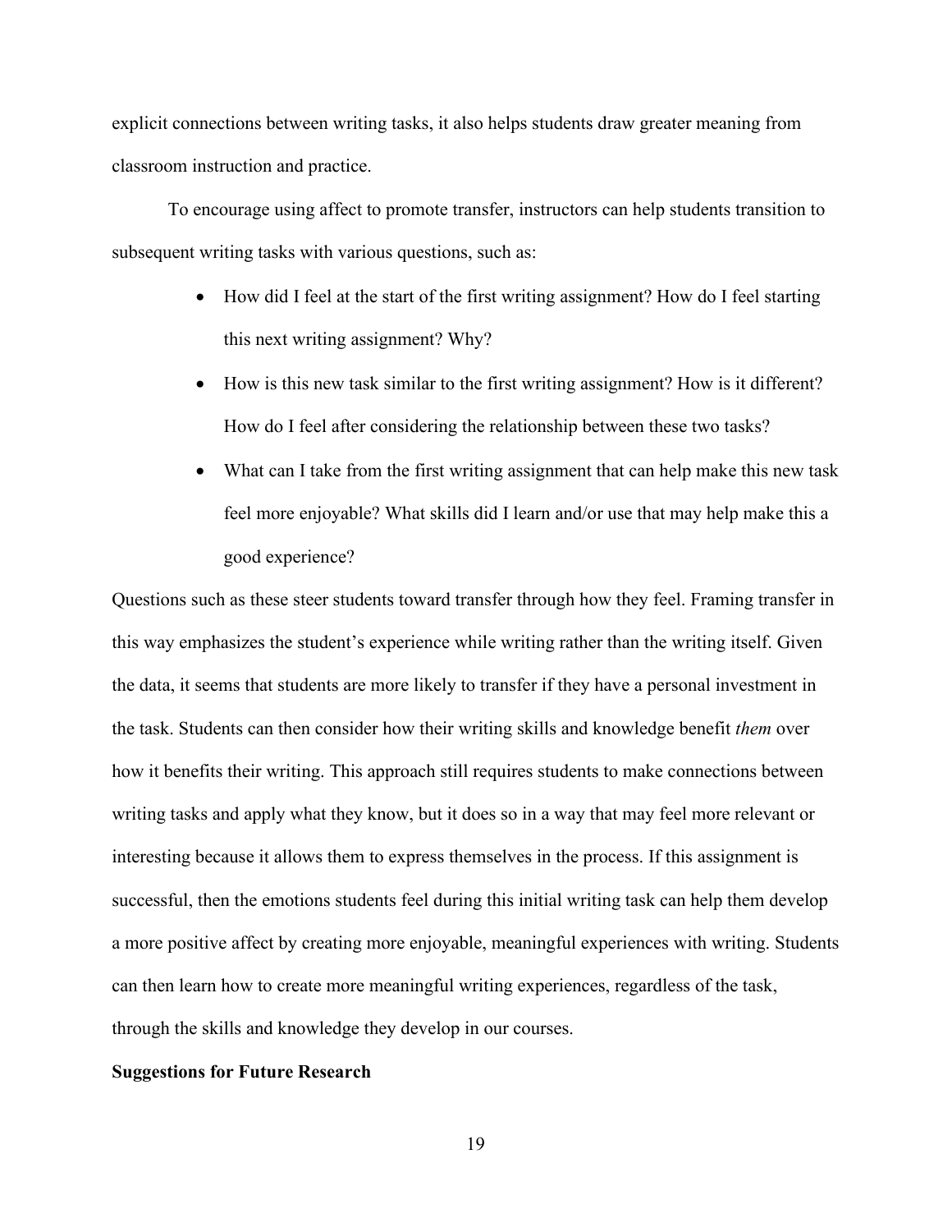explicit connections between writing tasks, it also helps students draw greater meaning from classroom instruction and practice.

To encourage using affect to promote transfer, instructors can help students transition to subsequent writing tasks with various questions, such as:

- How did I feel at the start of the first writing assignment? How do I feel starting this next writing assignment? Why?
- How is this new task similar to the first writing assignment? How is it different? How do I feel after considering the relationship between these two tasks?
- What can I take from the first writing assignment that can help make this new task feel more enjoyable? What skills did I learn and/or use that may help make this a good experience?

Questions such as these steer students toward transfer through how they feel. Framing transfer in this way emphasizes the student's experience while writing rather than the writing itself. Given the data, it seems that students are more likely to transfer if they have a personal investment in the task. Students can then consider how their writing skills and knowledge benefit *them* over how it benefits their writing. This approach still requires students to make connections between writing tasks and apply what they know, but it does so in a way that may feel more relevant or interesting because it allows them to express themselves in the process. If this assignment is successful, then the emotions students feel during this initial writing task can help them develop a more positive affect by creating more enjoyable, meaningful experiences with writing. Students can then learn how to create more meaningful writing experiences, regardless of the task, through the skills and knowledge they develop in our courses.

**Suggestions for Future Research**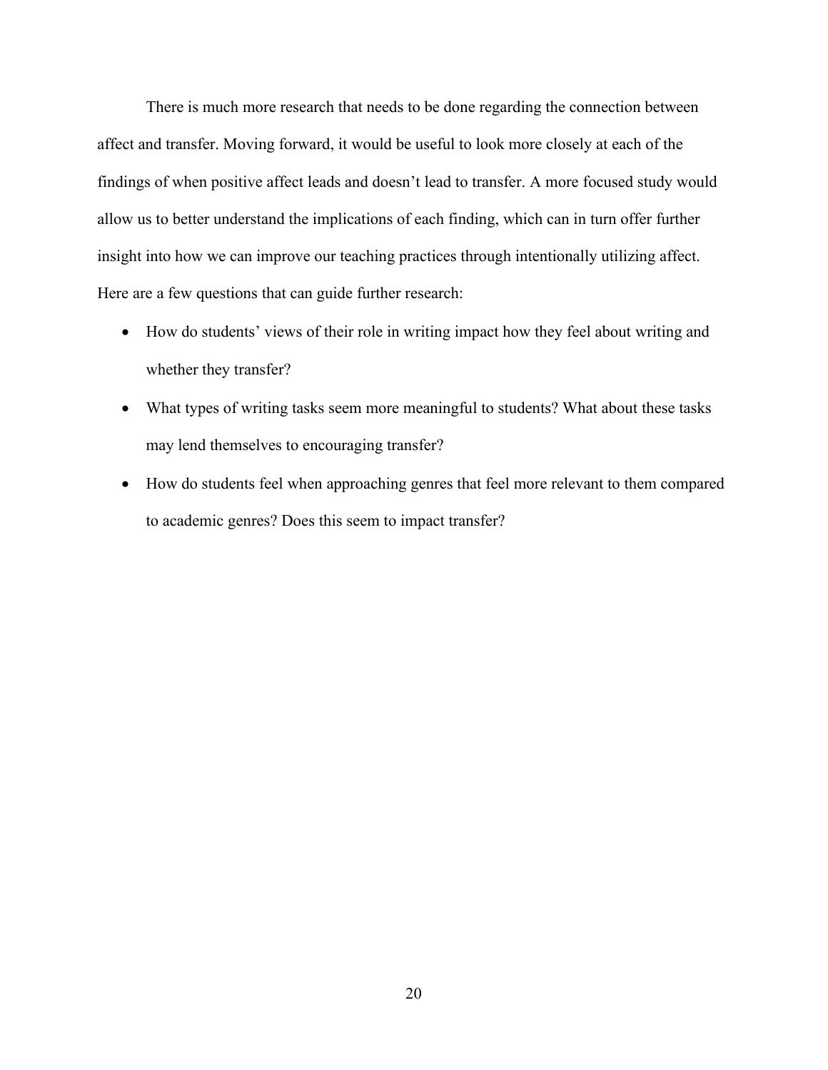There is much more research that needs to be done regarding the connection between affect and transfer. Moving forward, it would be useful to look more closely at each of the findings of when positive affect leads and doesn't lead to transfer. A more focused study would allow us to better understand the implications of each finding, which can in turn offer further insight into how we can improve our teaching practices through intentionally utilizing affect. Here are a few questions that can guide further research:

- How do students' views of their role in writing impact how they feel about writing and whether they transfer?
- What types of writing tasks seem more meaningful to students? What about these tasks may lend themselves to encouraging transfer?
- How do students feel when approaching genres that feel more relevant to them compared to academic genres? Does this seem to impact transfer?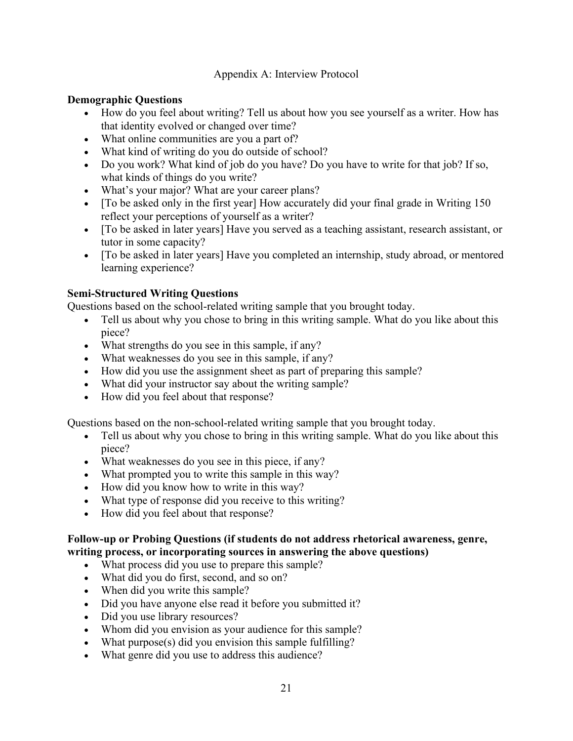# Appendix A: Interview Protocol

**Demographic Questions**

- How do you feel about writing? Tell us about how you see yourself as a writer. How has that identity evolved or changed over time?
- What online communities are you a part of?
- What kind of writing do you do outside of school?
- Do you work? What kind of job do you have? Do you have to write for that job? If so, what kinds of things do you write?
- What's your major? What are your career plans?
- [To be asked only in the first year] How accurately did your final grade in Writing 150 reflect your perceptions of yourself as a writer?
- [To be asked in later years] Have you served as a teaching assistant, research assistant, or tutor in some capacity?
- [To be asked in later years] Have you completed an internship, study abroad, or mentored learning experience?

**Semi-Structured Writing Questions**

Questions based on the school-related writing sample that you brought today.

- Tell us about why you chose to bring in this writing sample. What do you like about this piece?
- What strengths do you see in this sample, if any?
- What weaknesses do you see in this sample, if any?
- How did you use the assignment sheet as part of preparing this sample?
- What did your instructor say about the writing sample?
- How did you feel about that response?

Questions based on the non-school-related writing sample that you brought today.

- Tell us about why you chose to bring in this writing sample. What do you like about this piece?
- What weaknesses do you see in this piece, if any?
- What prompted you to write this sample in this way?
- How did you know how to write in this way?
- What type of response did you receive to this writing?
- How did you feel about that response?

**Follow-up or Probing Questions (if students do not address rhetorical awareness, genre, writing process, or incorporating sources in answering the above questions)**

- What process did you use to prepare this sample?
- What did you do first, second, and so on?
- When did you write this sample?
- Did you have anyone else read it before you submitted it?
- Did you use library resources?
- Whom did you envision as your audience for this sample?
- What purpose(s) did you envision this sample fulfilling?
- What genre did you use to address this audience?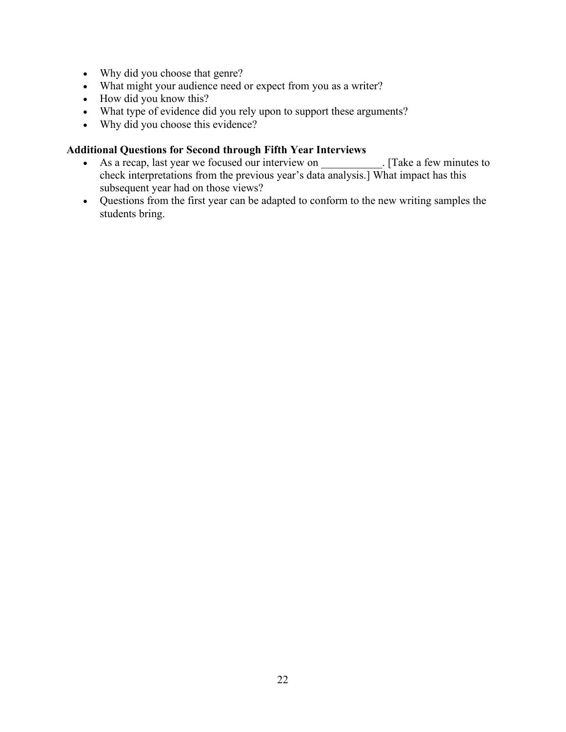- Why did you choose that genre?
- What might your audience need or expect from you as a writer?
- How did you know this?
- What type of evidence did you rely upon to support these arguments?
- Why did you choose this evidence?

**Additional Questions for Second through Fifth Year Interviews**

- As a recap, last year we focused our interview on ___________. [Take a few minutes to check interpretations from the previous year's data analysis.] What impact has this subsequent year had on those views?
- Questions from the first year can be adapted to conform to the new writing samples the students bring.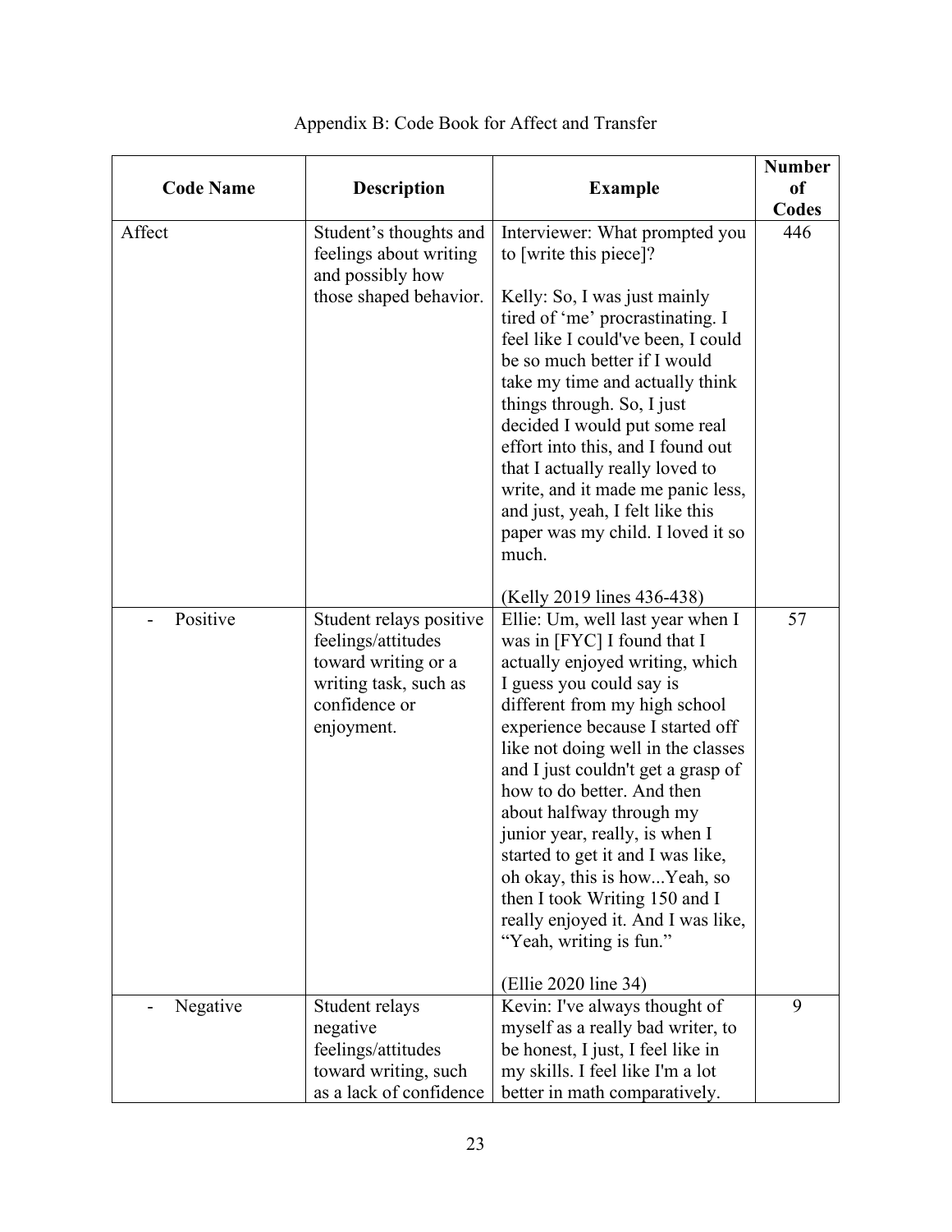Appendix B: Code Book for Affect and Transfer

| Code Name | Description | Example | Number of Codes |
|---|---|---|---|
| Affect | Student's thoughts and feelings about writing and possibly how those shaped behavior. | Interviewer: What prompted you to [write this piece]?<br><br>Kelly: So, I was just mainly tired of 'me' procrastinating. I feel like I could've been, I could be so much better if I would take my time and actually think things through. So, I just decided I would put some real effort into this, and I found out that I actually really loved to write, and it made me panic less, and just, yeah, I felt like this paper was my child. I loved it so much.<br><br>(Kelly 2019 lines 436-438) | 446 |
| - Positive | Student relays positive feelings/attitudes toward writing or a writing task, such as confidence or enjoyment. | Ellie: Um, well last year when I was in [FYC] I found that I actually enjoyed writing, which I guess you could say is different from my high school experience because I started off like not doing well in the classes and I just couldn't get a grasp of how to do better. And then about halfway through my junior year, really, is when I started to get it and I was like, oh okay, this is how...Yeah, so then I took Writing 150 and I really enjoyed it. And I was like, "Yeah, writing is fun."<br><br>(Ellie 2020 line 34) | 57 |
| - Negative | Student relays negative feelings/attitudes toward writing, such as a lack of confidence | Kevin: I've always thought of myself as a really bad writer, to be honest, I just, I feel like in my skills. I feel like I'm a lot better in math comparatively. | 9 |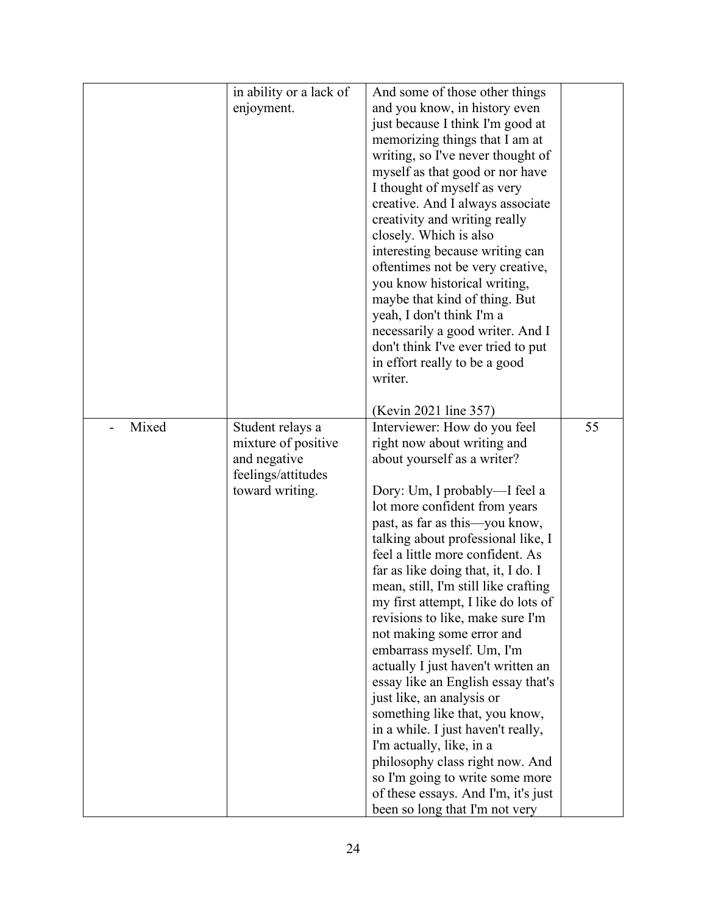| | | | |
|---|---|---|---|
| | in ability or a lack of enjoyment. | And some of those other things and you know, in history even just because I think I'm good at memorizing things that I am at writing, so I've never thought of myself as that good or nor have I thought of myself as very creative. And I always associate creativity and writing really closely. Which is also interesting because writing can oftentimes not be very creative, you know historical writing, maybe that kind of thing. But yeah, I don't think I'm a necessarily a good writer. And I don't think I've ever tried to put in effort really to be a good writer.<br><br>(Kevin 2021 line 357) | |
| - Mixed | Student relays a mixture of positive and negative feelings/attitudes toward writing. | Interviewer: How do you feel right now about writing and about yourself as a writer?<br><br>Dory: Um, I probably—I feel a lot more confident from years past, as far as this—you know, talking about professional like, I feel a little more confident. As far as like doing that, it, I do. I mean, still, I'm still like crafting my first attempt, I like do lots of revisions to like, make sure I'm not making some error and embarrass myself. Um, I'm actually I just haven't written an essay like an English essay that's just like, an analysis or something like that, you know, in a while. I just haven't really, I'm actually, like, in a philosophy class right now. And so I'm going to write some more of these essays. And I'm, it's just been so long that I'm not very | 55 |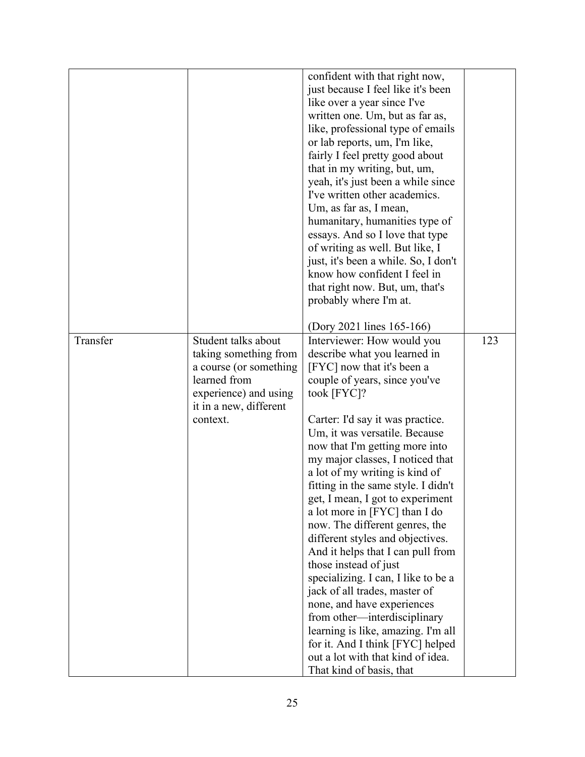| | | | |
|---|---|---|---|
| | | confident with that right now, just because I feel like it's been like over a year since I've written one. Um, but as far as, like, professional type of emails or lab reports, um, I'm like, fairly I feel pretty good about that in my writing, but, um, yeah, it's just been a while since I've written other academics. Um, as far as, I mean, humanitary, humanities type of essays. And so I love that type of writing as well. But like, I just, it's been a while. So, I don't know how confident I feel in that right now. But, um, that's probably where I'm at.<br><br>(Dory 2021 lines 165-166) | |
| Transfer | Student talks about taking something from a course (or something learned from experience) and using it in a new, different context. | Interviewer: How would you describe what you learned in [FYC] now that it's been a couple of years, since you've took [FYC]?<br><br>Carter: I'd say it was practice. Um, it was versatile. Because now that I'm getting more into my major classes, I noticed that a lot of my writing is kind of fitting in the same style. I didn't get, I mean, I got to experiment a lot more in [FYC] than I do now. The different genres, the different styles and objectives. And it helps that I can pull from those instead of just specializing. I can, I like to be a jack of all trades, master of none, and have experiences from other—interdisciplinary learning is like, amazing. I'm all for it. And I think [FYC] helped out a lot with that kind of idea. That kind of basis, that | 123 |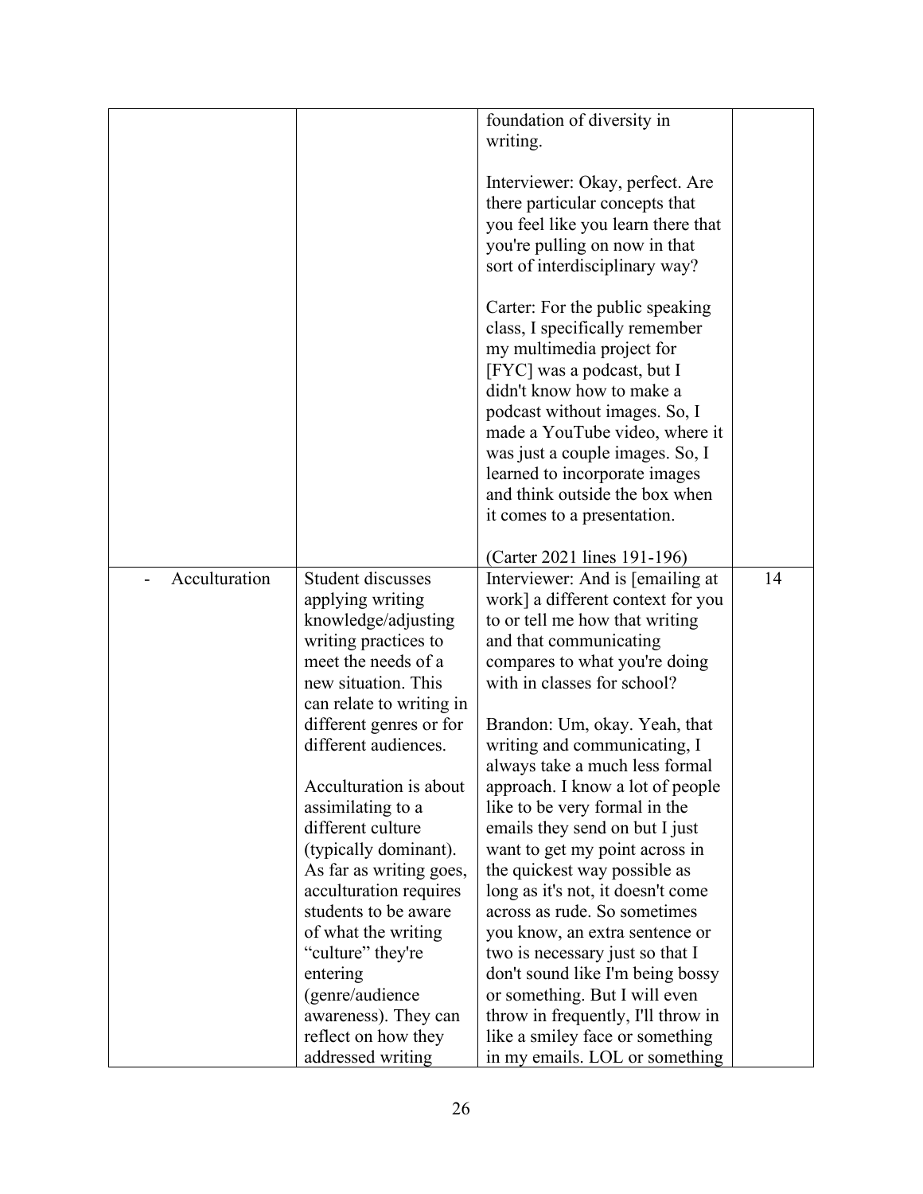| | | | |
|---|---|---|---|
| | | foundation of diversity in writing.<br><br>Interviewer: Okay, perfect. Are there particular concepts that you feel like you learn there that you're pulling on now in that sort of interdisciplinary way?<br><br>Carter: For the public speaking class, I specifically remember my multimedia project for [FYC] was a podcast, but I didn't know how to make a podcast without images. So, I made a YouTube video, where it was just a couple images. So, I learned to incorporate images and think outside the box when it comes to a presentation.<br><br>(Carter 2021 lines 191-196) | |
| - Acculturation | Student discusses applying writing knowledge/adjusting writing practices to meet the needs of a new situation. This can relate to writing in different genres or for different audiences.<br><br>Acculturation is about assimilating to a different culture (typically dominant). As far as writing goes, acculturation requires students to be aware of what the writing "culture" they're entering (genre/audience awareness). They can reflect on how they addressed writing | Interviewer: And is [emailing at work] a different context for you to or tell me how that writing and that communicating compares to what you're doing with in classes for school?<br><br>Brandon: Um, okay. Yeah, that writing and communicating, I always take a much less formal approach. I know a lot of people like to be very formal in the emails they send on but I just want to get my point across in the quickest way possible as long as it's not, it doesn't come across as rude. So sometimes you know, an extra sentence or two is necessary just so that I don't sound like I'm being bossy or something. But I will even throw in frequently, I'll throw in like a smiley face or something in my emails. LOL or something | 14 |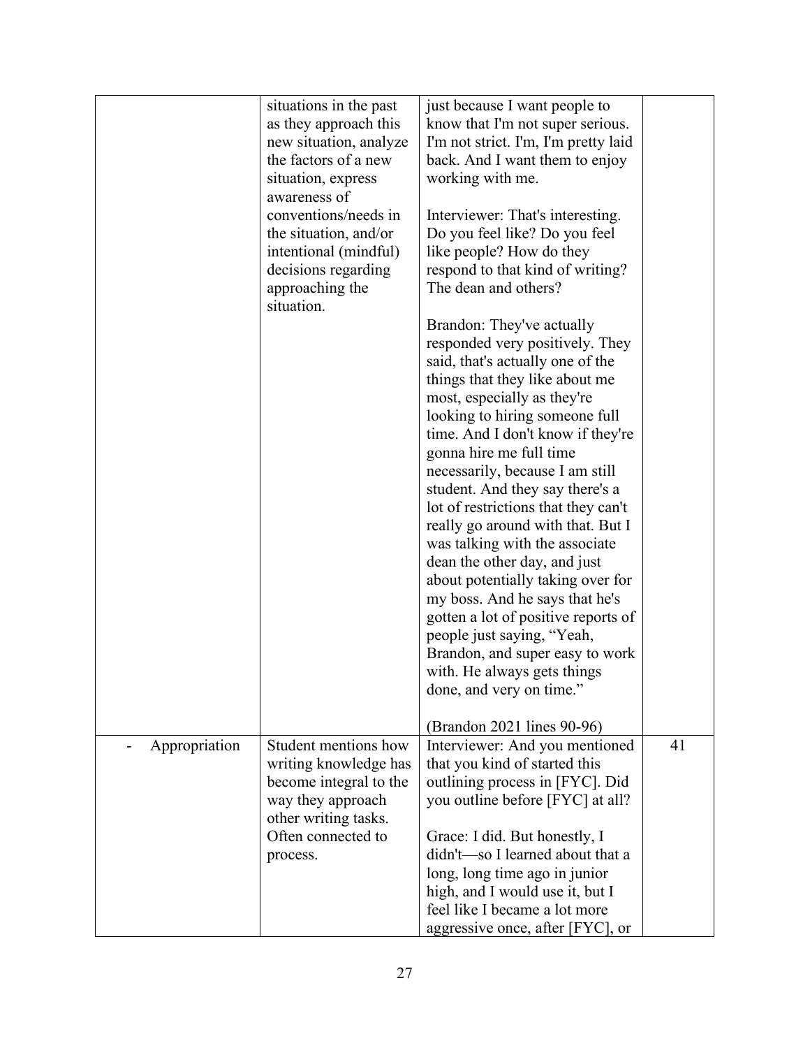| | | | |
|---|---|---|---|
| | situations in the past as they approach this new situation, analyze the factors of a new situation, express awareness of conventions/needs in the situation, and/or intentional (mindful) decisions regarding approaching the situation. | just because I want people to know that I'm not super serious. I'm not strict. I'm, I'm pretty laid back. And I want them to enjoy working with me.<br><br>Interviewer: That's interesting. Do you feel like? Do you feel like people? How do they respond to that kind of writing? The dean and others?<br><br>Brandon: They've actually responded very positively. They said, that's actually one of the things that they like about me most, especially as they're looking to hiring someone full time. And I don't know if they're gonna hire me full time necessarily, because I am still student. And they say there's a lot of restrictions that they can't really go around with that. But I was talking with the associate dean the other day, and just about potentially taking over for my boss. And he says that he's gotten a lot of positive reports of people just saying, "Yeah, Brandon, and super easy to work with. He always gets things done, and very on time."<br><br>(Brandon 2021 lines 90-96) | |
| - Appropriation | Student mentions how writing knowledge has become integral to the way they approach other writing tasks. Often connected to process. | Interviewer: And you mentioned that you kind of started this outlining process in [FYC]. Did you outline before [FYC] at all?<br><br>Grace: I did. But honestly, I didn't—so I learned about that a long, long time ago in junior high, and I would use it, but I feel like I became a lot more aggressive once, after [FYC], or | 41 |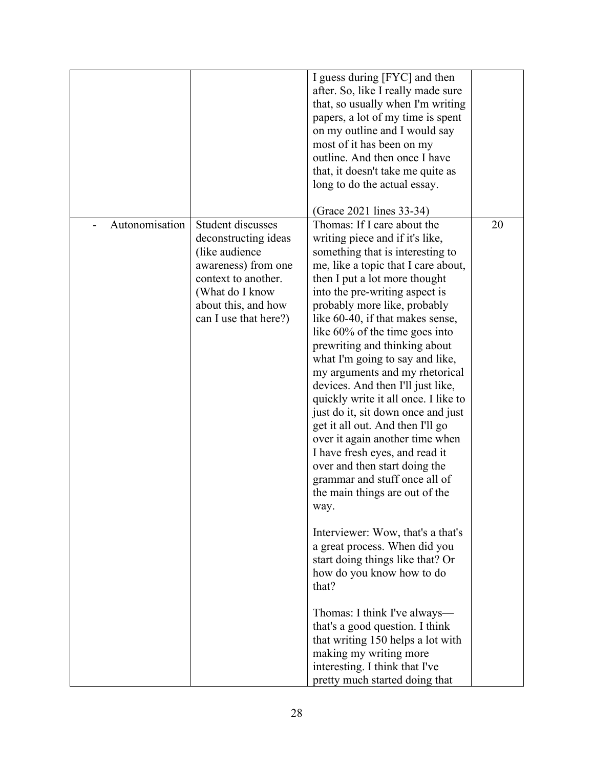| | | | |
|---|---|---|---|
| | | I guess during [FYC] and then after. So, like I really made sure that, so usually when I'm writing papers, a lot of my time is spent on my outline and I would say most of it has been on my outline. And then once I have that, it doesn't take me quite as long to do the actual essay.<br><br>(Grace 2021 lines 33-34) | |
| - Autonomisation | Student discusses deconstructing ideas (like audience awareness) from one context to another. (What do I know about this, and how can I use that here?) | Thomas: If I care about the writing piece and if it's like, something that is interesting to me, like a topic that I care about, then I put a lot more thought into the pre-writing aspect is probably more like, probably like 60-40, if that makes sense, like 60% of the time goes into prewriting and thinking about what I'm going to say and like, my arguments and my rhetorical devices. And then I'll just like, quickly write it all once. I like to just do it, sit down once and just get it all out. And then I'll go over it again another time when I have fresh eyes, and read it over and then start doing the grammar and stuff once all of the main things are out of the way.<br><br>Interviewer: Wow, that's a that's a great process. When did you start doing things like that? Or how do you know how to do that?<br><br>Thomas: I think I've always—that's a good question. I think that writing 150 helps a lot with making my writing more interesting. I think that I've pretty much started doing that | 20 |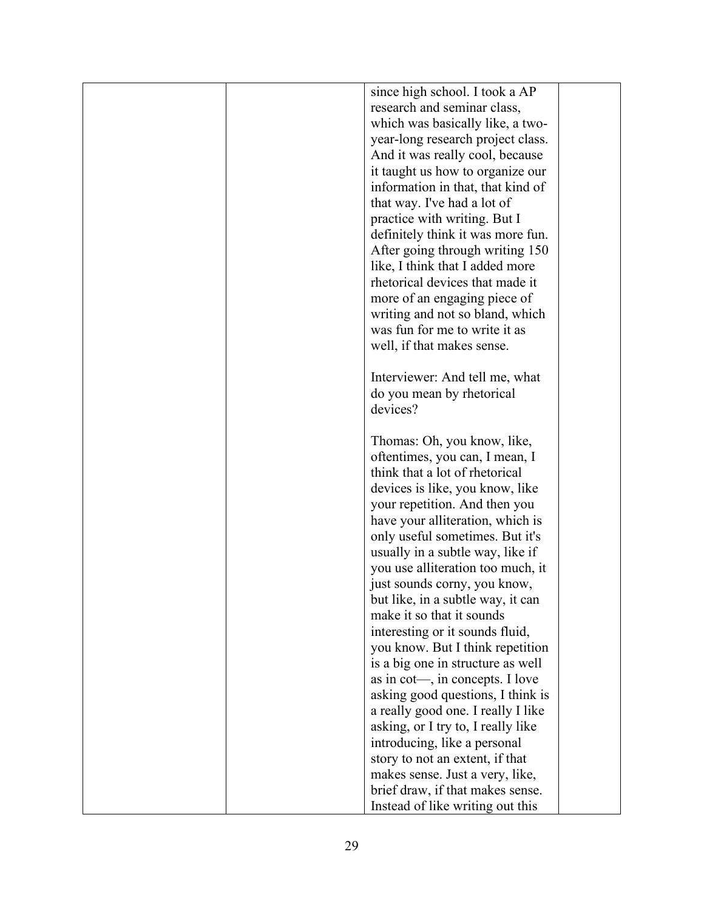| | | | |
|---|---|---|---|
| | | since high school. I took a AP research and seminar class, which was basically like, a two-year-long research project class. And it was really cool, because it taught us how to organize our information in that, that kind of that way. I've had a lot of practice with writing. But I definitely think it was more fun. After going through writing 150 like, I think that I added more rhetorical devices that made it more of an engaging piece of writing and not so bland, which was fun for me to write it as well, if that makes sense.<br><br>Interviewer: And tell me, what do you mean by rhetorical devices?<br><br>Thomas: Oh, you know, like, oftentimes, you can, I mean, I think that a lot of rhetorical devices is like, you know, like your repetition. And then you have your alliteration, which is only useful sometimes. But it's usually in a subtle way, like if you use alliteration too much, it just sounds corny, you know, but like, in a subtle way, it can make it so that it sounds interesting or it sounds fluid, you know. But I think repetition is a big one in structure as well as in cot—, in concepts. I love asking good questions, I think is a really good one. I really I like asking, or I try to, I really like introducing, like a personal story to not an extent, if that makes sense. Just a very, like, brief draw, if that makes sense. Instead of like writing out this | |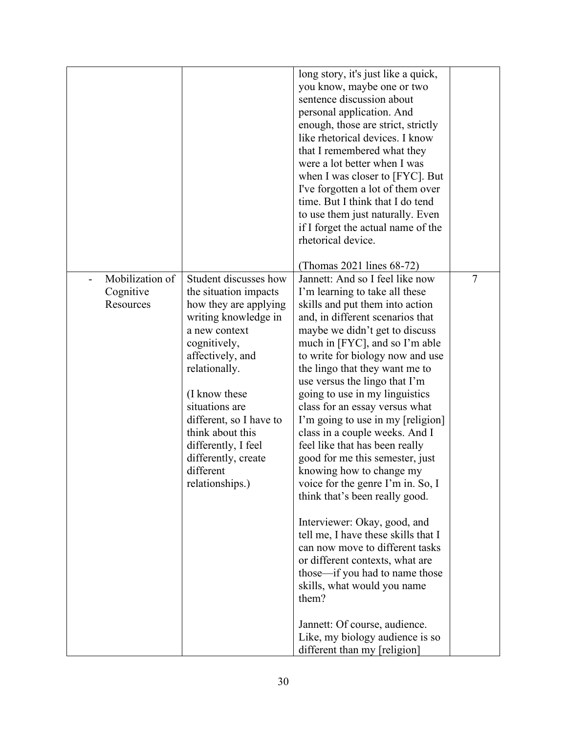| | | | |
|---|---|---|---|
| | | long story, it's just like a quick, you know, maybe one or two sentence discussion about personal application. And enough, those are strict, strictly like rhetorical devices. I know that I remembered what they were a lot better when I was when I was closer to [FYC]. But I've forgotten a lot of them over time. But I think that I do tend to use them just naturally. Even if I forget the actual name of the rhetorical device.<br><br>(Thomas 2021 lines 68-72) | |
| - Mobilization of Cognitive Resources | Student discusses how the situation impacts how they are applying writing knowledge in a new context cognitively, affectively, and relationally.<br><br>(I know these situations are different, so I have to think about this differently, I feel differently, create different relationships.) | Jannett: And so I feel like now I'm learning to take all these skills and put them into action and, in different scenarios that maybe we didn't get to discuss much in [FYC], and so I'm able to write for biology now and use the lingo that they want me to use versus the lingo that I'm going to use in my linguistics class for an essay versus what I'm going to use in my [religion] class in a couple weeks. And I feel like that has been really good for me this semester, just knowing how to change my voice for the genre I'm in. So, I think that's been really good.<br><br>Interviewer: Okay, good, and tell me, I have these skills that I can now move to different tasks or different contexts, what are those—if you had to name those skills, what would you name them?<br><br>Jannett: Of course, audience. Like, my biology audience is so different than my [religion] | 7 |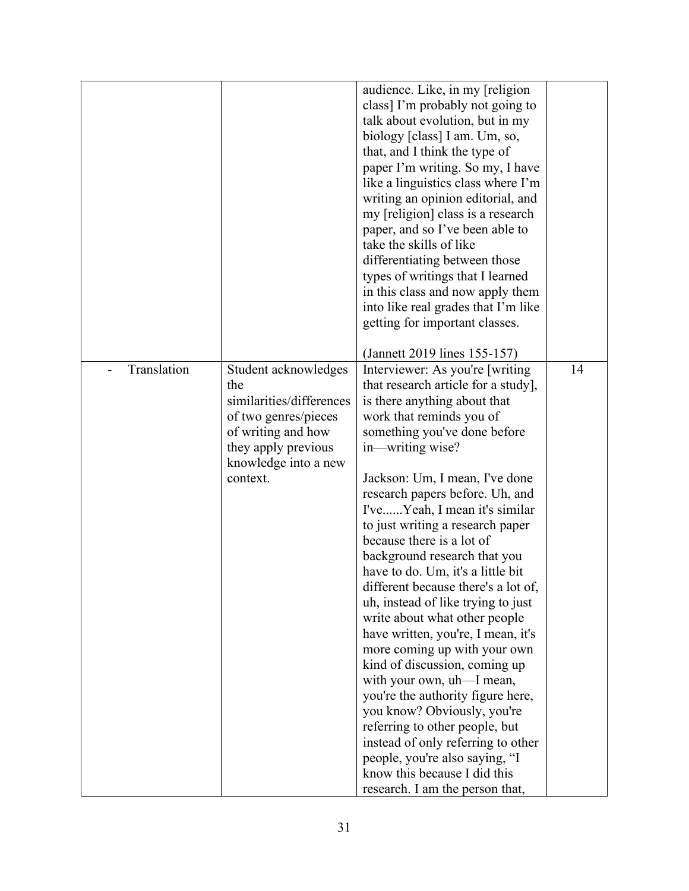| | | | |
|---|---|---|---|
| | | audience. Like, in my [religion class] I'm probably not going to talk about evolution, but in my biology [class] I am. Um, so, that, and I think the type of paper I'm writing. So my, I have like a linguistics class where I'm writing an opinion editorial, and my [religion] class is a research paper, and so I've been able to take the skills of like differentiating between those types of writings that I learned in this class and now apply them into like real grades that I'm like getting for important classes.<br><br>(Jannett 2019 lines 155-157) | |
| - Translation | Student acknowledges the similarities/differences of two genres/pieces of writing and how they apply previous knowledge into a new context. | Interviewer: As you're [writing that research article for a study], is there anything about that work that reminds you of something you've done before in—writing wise?<br><br>Jackson: Um, I mean, I've done research papers before. Uh, and I've......Yeah, I mean it's similar to just writing a research paper because there is a lot of background research that you have to do. Um, it's a little bit different because there's a lot of, uh, instead of like trying to just write about what other people have written, you're, I mean, it's more coming up with your own kind of discussion, coming up with your own, uh—I mean, you're the authority figure here, you know? Obviously, you're referring to other people, but instead of only referring to other people, you're also saying, "I know this because I did this research. I am the person that, | 14 |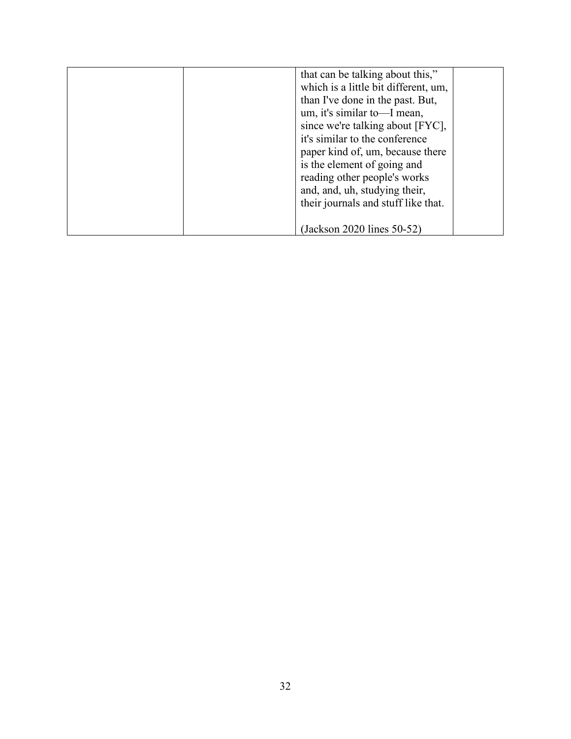| | | | |
|---|---|---|---|
| | | that can be talking about this," which is a little bit different, um, than I've done in the past. But, um, it's similar to—I mean, since we're talking about [FYC], it's similar to the conference paper kind of, um, because there is the element of going and reading other people's works and, and, uh, studying their, their journals and stuff like that.<br><br>(Jackson 2020 lines 50-52) | |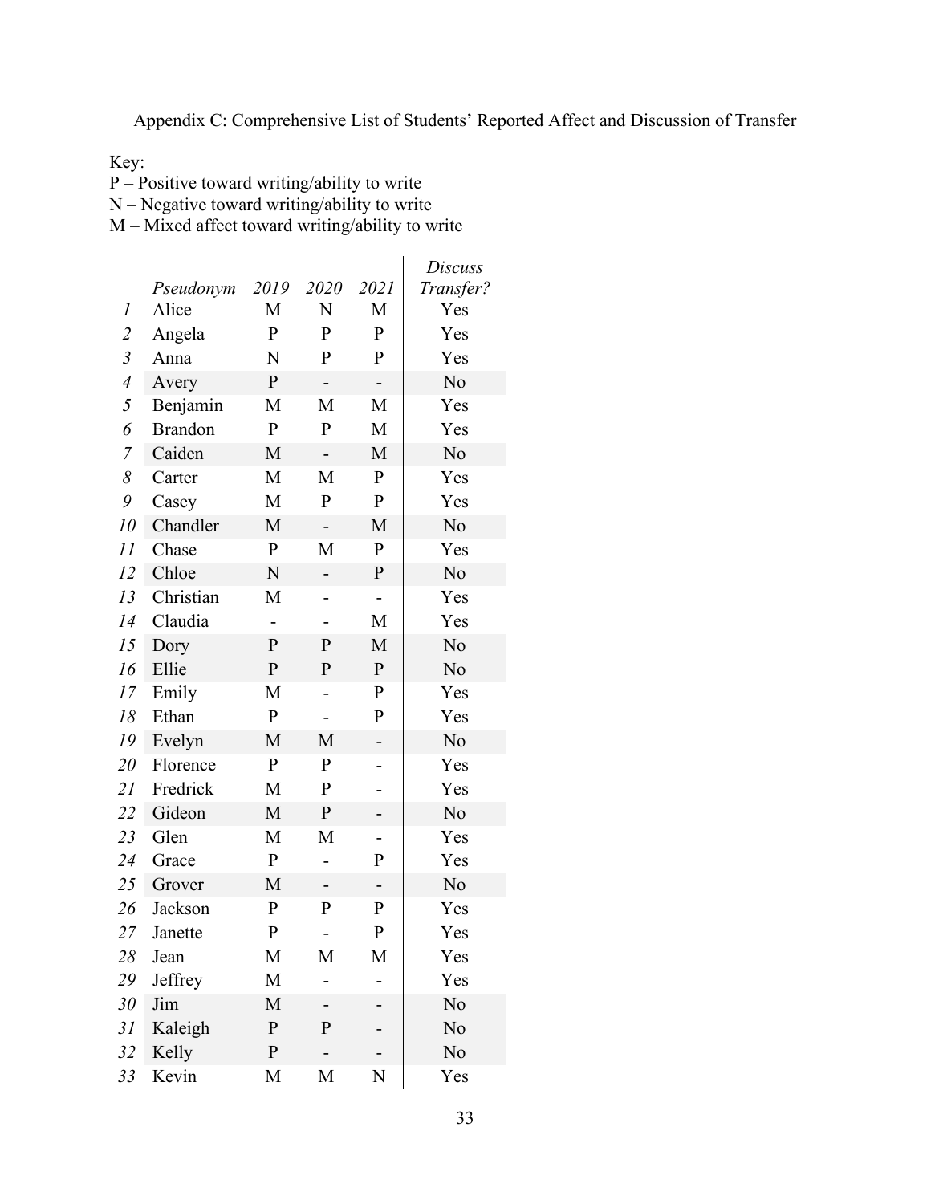Appendix C: Comprehensive List of Students' Reported Affect and Discussion of Transfer

Key:
P – Positive toward writing/ability to write
N – Negative toward writing/ability to write
M – Mixed affect toward writing/ability to write

| | *Pseudonym* | *2019* | *2020* | *2021* | *Discuss Transfer?* |
|---|---|---|---|---|---|
| *1* | Alice | M | N | M | Yes |
| *2* | Angela | P | P | P | Yes |
| *3* | Anna | N | P | P | Yes |
| *4* | Avery | P | - | - | No |
| *5* | Benjamin | M | M | M | Yes |
| *6* | Brandon | P | P | M | Yes |
| *7* | Caiden | M | - | M | No |
| *8* | Carter | M | M | P | Yes |
| *9* | Casey | M | P | P | Yes |
| *10* | Chandler | M | - | M | No |
| *11* | Chase | P | M | P | Yes |
| *12* | Chloe | N | - | P | No |
| *13* | Christian | M | - | - | Yes |
| *14* | Claudia | - | - | M | Yes |
| *15* | Dory | P | P | M | No |
| *16* | Ellie | P | P | P | No |
| *17* | Emily | M | - | P | Yes |
| *18* | Ethan | P | - | P | Yes |
| *19* | Evelyn | M | M | - | No |
| *20* | Florence | P | P | - | Yes |
| *21* | Fredrick | M | P | - | Yes |
| *22* | Gideon | M | P | - | No |
| *23* | Glen | M | M | - | Yes |
| *24* | Grace | P | - | P | Yes |
| *25* | Grover | M | - | - | No |
| *26* | Jackson | P | P | P | Yes |
| *27* | Janette | P | - | P | Yes |
| *28* | Jean | M | M | M | Yes |
| *29* | Jeffrey | M | - | - | Yes |
| *30* | Jim | M | - | - | No |
| *31* | Kaleigh | P | P | - | No |
| *32* | Kelly | P | - | - | No |
| *33* | Kevin | M | M | N | Yes |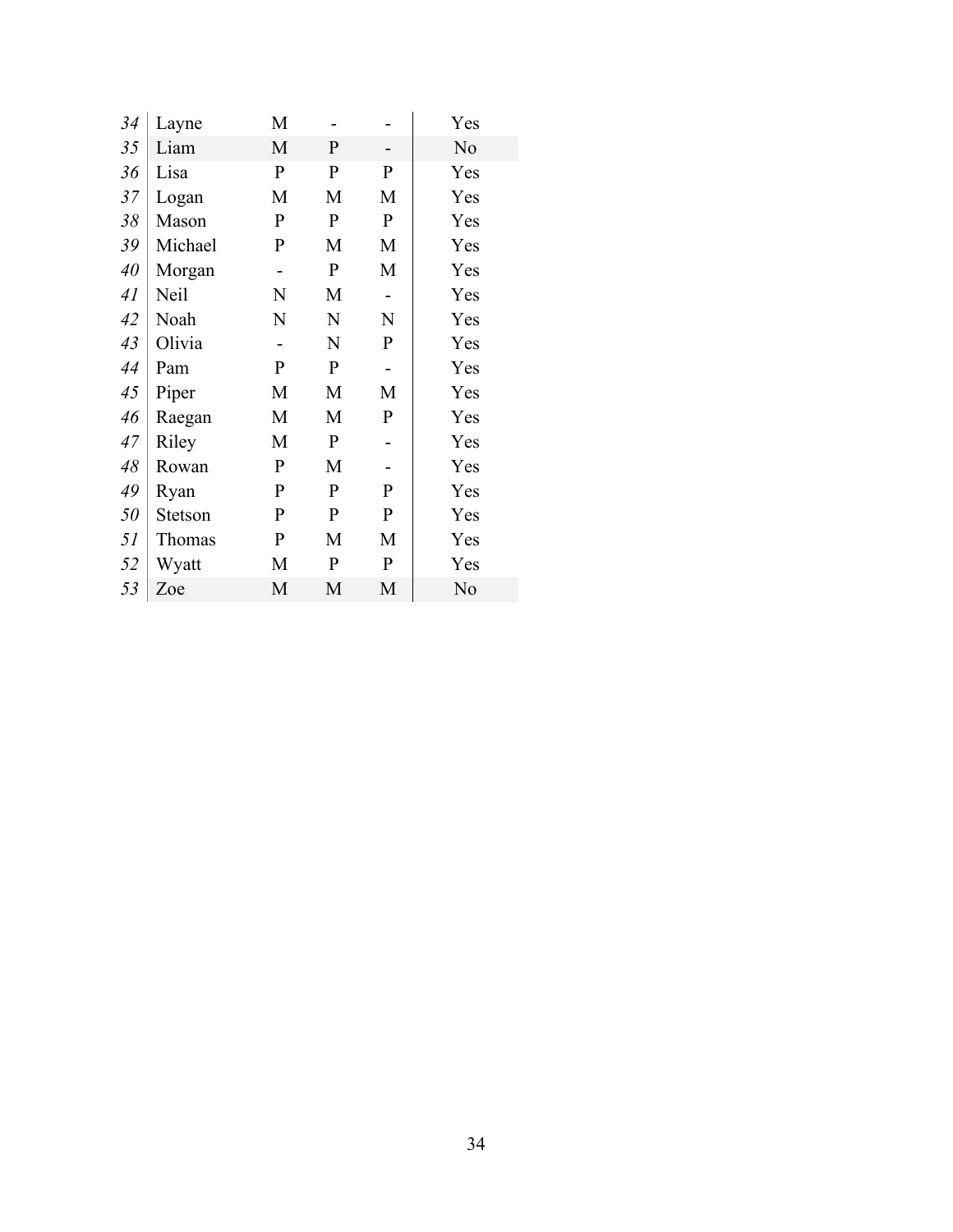| | | | | | |
|---|---|---|---|---|---|
| *34* | Layne | M | - | - | Yes |
| *35* | Liam | M | P | - | No |
| *36* | Lisa | P | P | P | Yes |
| *37* | Logan | M | M | M | Yes |
| *38* | Mason | P | P | P | Yes |
| *39* | Michael | P | M | M | Yes |
| *40* | Morgan | - | P | M | Yes |
| *41* | Neil | N | M | - | Yes |
| *42* | Noah | N | N | N | Yes |
| *43* | Olivia | - | N | P | Yes |
| *44* | Pam | P | P | - | Yes |
| *45* | Piper | M | M | M | Yes |
| *46* | Raegan | M | M | P | Yes |
| *47* | Riley | M | P | - | Yes |
| *48* | Rowan | P | M | - | Yes |
| *49* | Ryan | P | P | P | Yes |
| *50* | Stetson | P | P | P | Yes |
| *51* | Thomas | P | M | M | Yes |
| *52* | Wyatt | M | P | P | Yes |
| *53* | Zoe | M | M | M | No |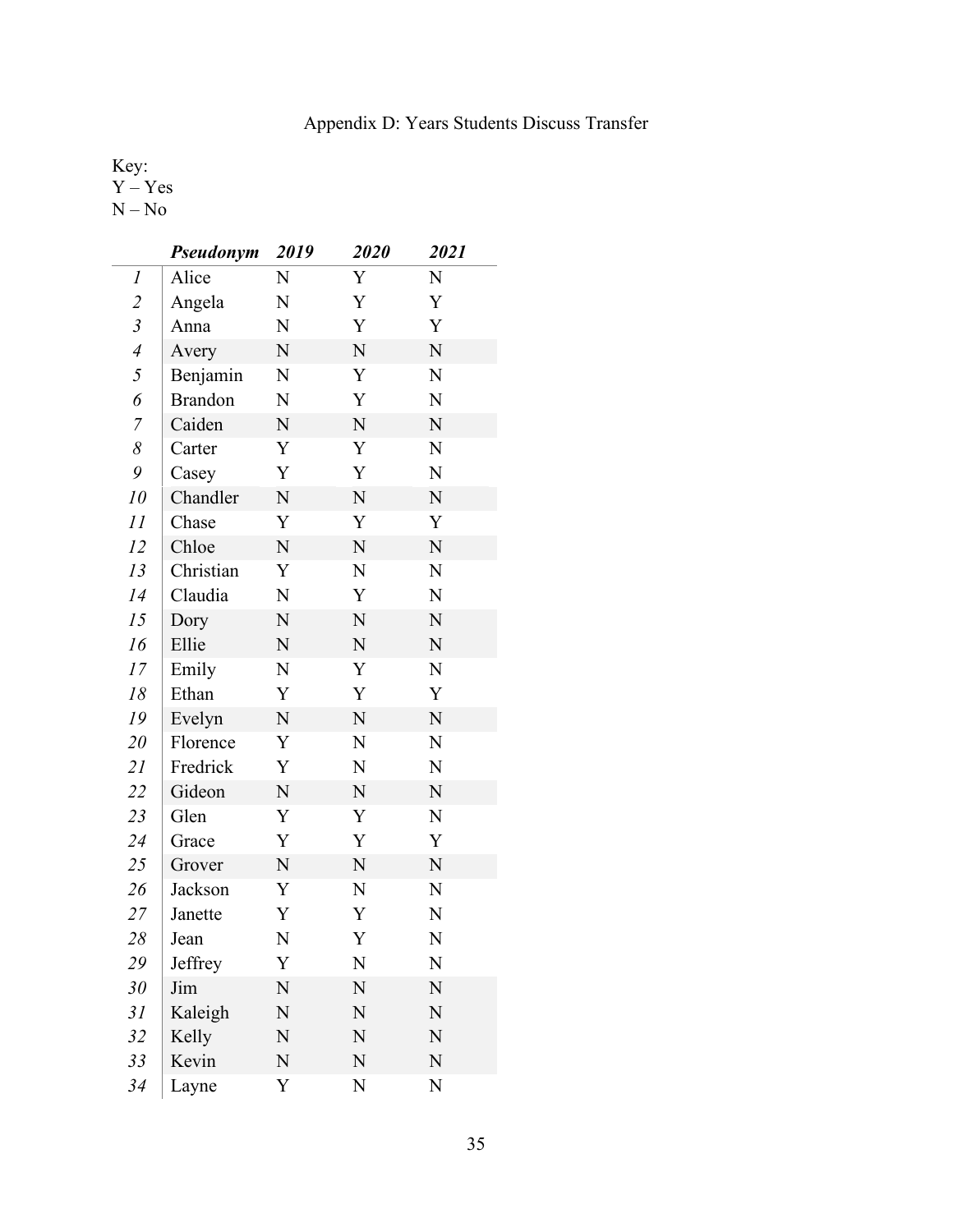Appendix D: Years Students Discuss Transfer

Key:
Y – Yes
N – No

| | ***Pseudonym*** | ***2019*** | ***2020*** | ***2021*** |
|---|---|---|---|---|
| *1* | Alice | N | Y | N |
| *2* | Angela | N | Y | Y |
| *3* | Anna | N | Y | Y |
| *4* | Avery | N | N | N |
| *5* | Benjamin | N | Y | N |
| *6* | Brandon | N | Y | N |
| *7* | Caiden | N | N | N |
| *8* | Carter | Y | Y | N |
| *9* | Casey | Y | Y | N |
| *10* | Chandler | N | N | N |
| *11* | Chase | Y | Y | Y |
| *12* | Chloe | N | N | N |
| *13* | Christian | Y | N | N |
| *14* | Claudia | N | Y | N |
| *15* | Dory | N | N | N |
| *16* | Ellie | N | N | N |
| *17* | Emily | N | Y | N |
| *18* | Ethan | Y | Y | Y |
| *19* | Evelyn | N | N | N |
| *20* | Florence | Y | N | N |
| *21* | Fredrick | Y | N | N |
| *22* | Gideon | N | N | N |
| *23* | Glen | Y | Y | N |
| *24* | Grace | Y | Y | Y |
| *25* | Grover | N | N | N |
| *26* | Jackson | Y | N | N |
| *27* | Janette | Y | Y | N |
| *28* | Jean | N | Y | N |
| *29* | Jeffrey | Y | N | N |
| *30* | Jim | N | N | N |
| *31* | Kaleigh | N | N | N |
| *32* | Kelly | N | N | N |
| *33* | Kevin | N | N | N |
| *34* | Layne | Y | N | N |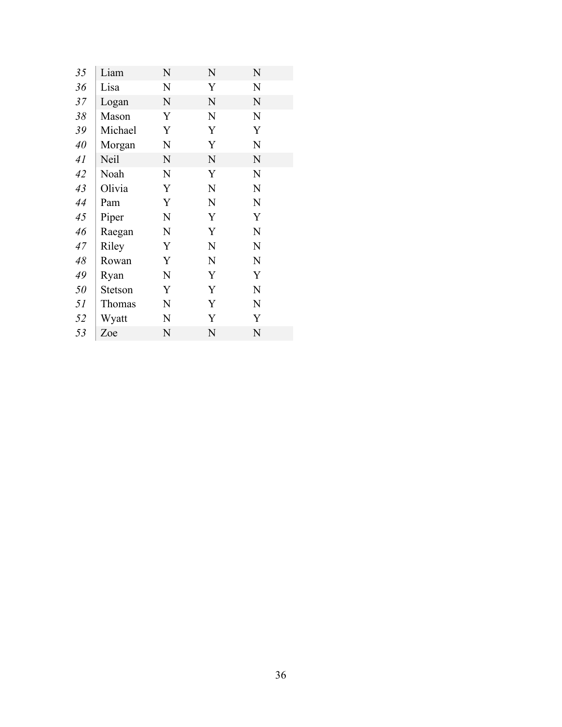|    |         |   |   |   |
|----|---------|---|---|---|
| 35 | Liam    | N | N | N |
| 36 | Lisa    | N | Y | N |
| 37 | Logan   | N | N | N |
| 38 | Mason   | Y | N | N |
| 39 | Michael | Y | Y | Y |
| 40 | Morgan  | N | Y | N |
| 41 | Neil    | N | N | N |
| 42 | Noah    | N | Y | N |
| 43 | Olivia  | Y | N | N |
| 44 | Pam     | Y | N | N |
| 45 | Piper   | N | Y | Y |
| 46 | Raegan  | N | Y | N |
| 47 | Riley   | Y | N | N |
| 48 | Rowan   | Y | N | N |
| 49 | Ryan    | N | Y | Y |
| 50 | Stetson | Y | Y | N |
| 51 | Thomas  | N | Y | N |
| 52 | Wyatt   | N | Y | Y |
| 53 | Zoe     | N | N | N |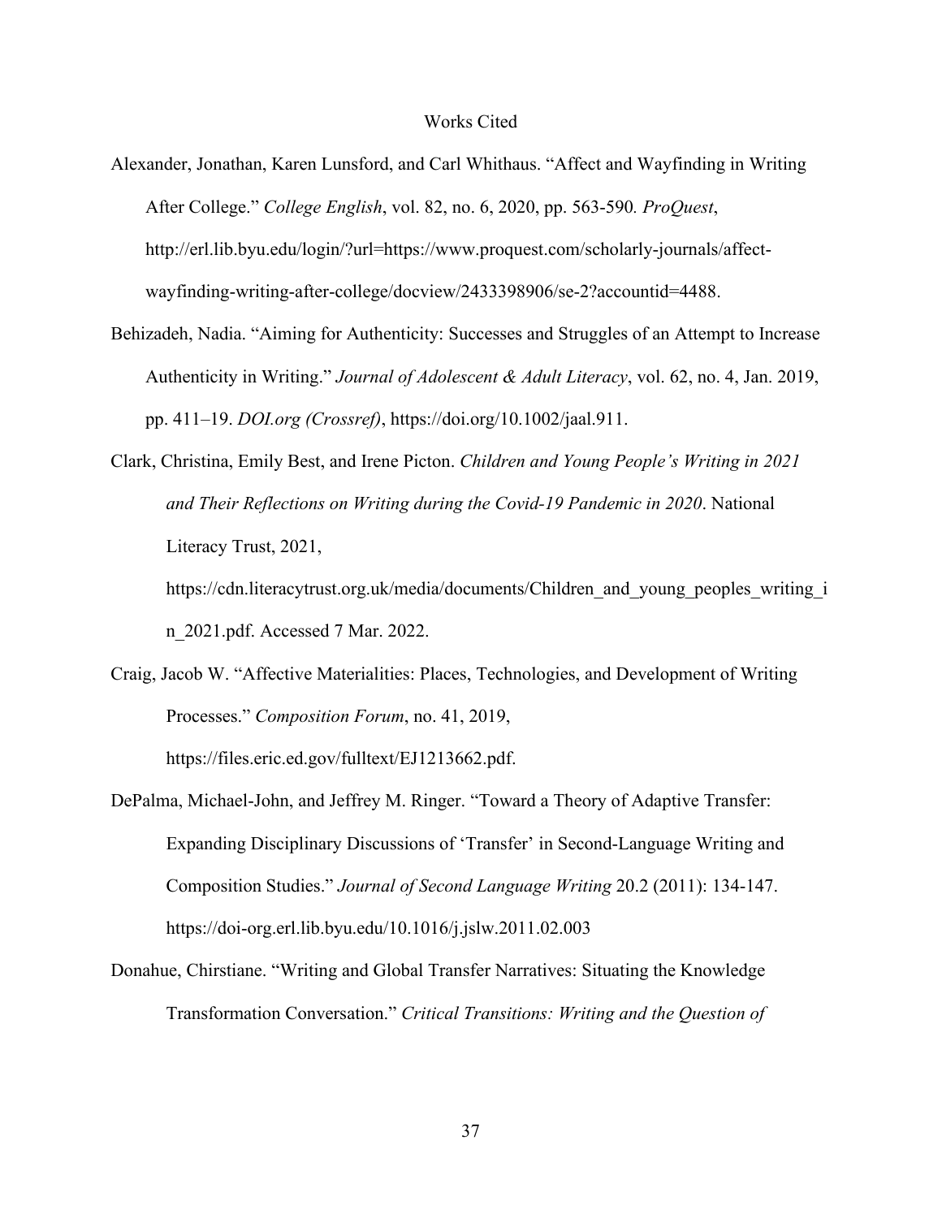# Works Cited

Alexander, Jonathan, Karen Lunsford, and Carl Whithaus. "Affect and Wayfinding in Writing After College." *College English*, vol. 82, no. 6, 2020, pp. 563-590*. ProQuest*, http://erl.lib.byu.edu/login/?url=https://www.proquest.com/scholarly-journals/affect-wayfinding-writing-after-college/docview/2433398906/se-2?accountid=4488.

Behizadeh, Nadia. "Aiming for Authenticity: Successes and Struggles of an Attempt to Increase Authenticity in Writing." *Journal of Adolescent & Adult Literacy*, vol. 62, no. 4, Jan. 2019, pp. 411–19. *DOI.org (Crossref)*, https://doi.org/10.1002/jaal.911.

Clark, Christina, Emily Best, and Irene Picton. *Children and Young People's Writing in 2021 and Their Reflections on Writing during the Covid-19 Pandemic in 2020*. National Literacy Trust, 2021, https://cdn.literacytrust.org.uk/media/documents/Children_and_young_peoples_writing_in_2021.pdf. Accessed 7 Mar. 2022.

Craig, Jacob W. "Affective Materialities: Places, Technologies, and Development of Writing Processes." *Composition Forum*, no. 41, 2019, https://files.eric.ed.gov/fulltext/EJ1213662.pdf.

DePalma, Michael-John, and Jeffrey M. Ringer. "Toward a Theory of Adaptive Transfer: Expanding Disciplinary Discussions of 'Transfer' in Second-Language Writing and Composition Studies." *Journal of Second Language Writing* 20.2 (2011): 134-147. https://doi-org.erl.lib.byu.edu/10.1016/j.jslw.2011.02.003

Donahue, Chirstiane. "Writing and Global Transfer Narratives: Situating the Knowledge Transformation Conversation." *Critical Transitions: Writing and the Question of*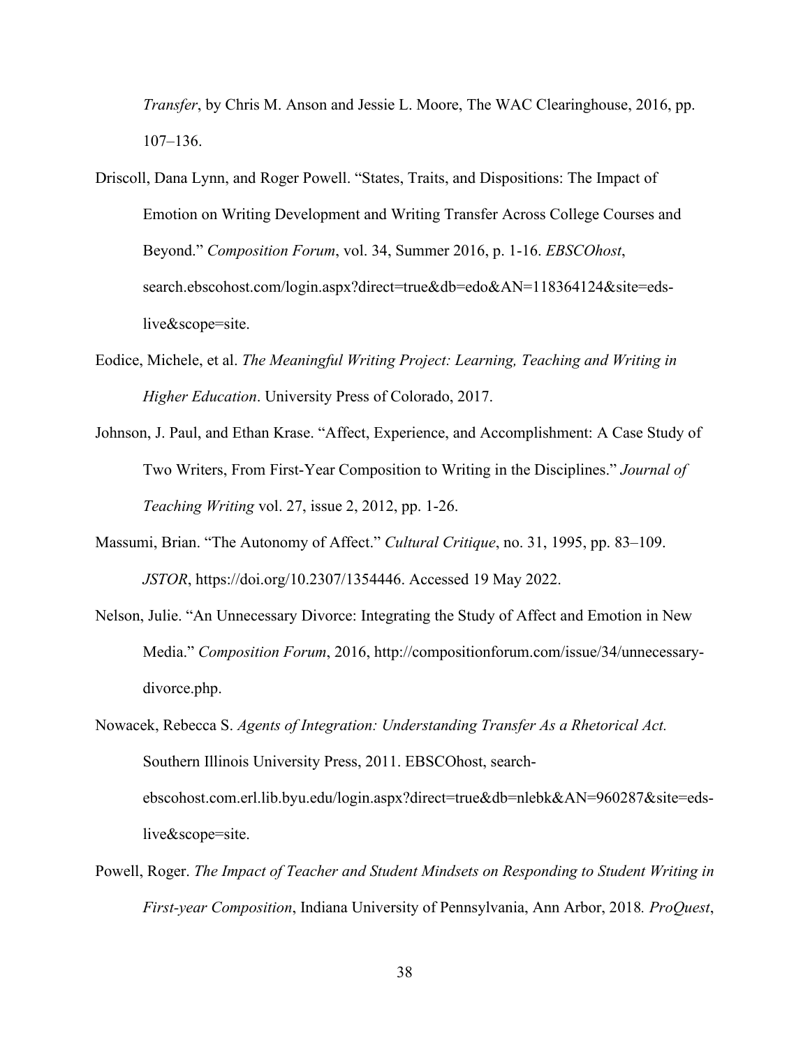*Transfer*, by Chris M. Anson and Jessie L. Moore, The WAC Clearinghouse, 2016, pp. 107–136.

Driscoll, Dana Lynn, and Roger Powell. "States, Traits, and Dispositions: The Impact of Emotion on Writing Development and Writing Transfer Across College Courses and Beyond." *Composition Forum*, vol. 34, Summer 2016, p. 1-16. *EBSCOhost*, search.ebscohost.com/login.aspx?direct=true&db=edo&AN=118364124&site=eds-live&scope=site.

Eodice, Michele, et al. *The Meaningful Writing Project: Learning, Teaching and Writing in Higher Education*. University Press of Colorado, 2017.

Johnson, J. Paul, and Ethan Krase. "Affect, Experience, and Accomplishment: A Case Study of Two Writers, From First-Year Composition to Writing in the Disciplines." *Journal of Teaching Writing* vol. 27, issue 2, 2012, pp. 1-26.

Massumi, Brian. "The Autonomy of Affect." *Cultural Critique*, no. 31, 1995, pp. 83–109. *JSTOR*, https://doi.org/10.2307/1354446. Accessed 19 May 2022.

Nelson, Julie. "An Unnecessary Divorce: Integrating the Study of Affect and Emotion in New Media." *Composition Forum*, 2016, http://compositionforum.com/issue/34/unnecessary-divorce.php.

Nowacek, Rebecca S. *Agents of Integration: Understanding Transfer As a Rhetorical Act.* Southern Illinois University Press, 2011. EBSCOhost, search-ebscohost.com.erl.lib.byu.edu/login.aspx?direct=true&db=nlebk&AN=960287&site=eds-live&scope=site.

Powell, Roger. *The Impact of Teacher and Student Mindsets on Responding to Student Writing in First-year Composition*, Indiana University of Pennsylvania, Ann Arbor, 2018. *ProQuest*,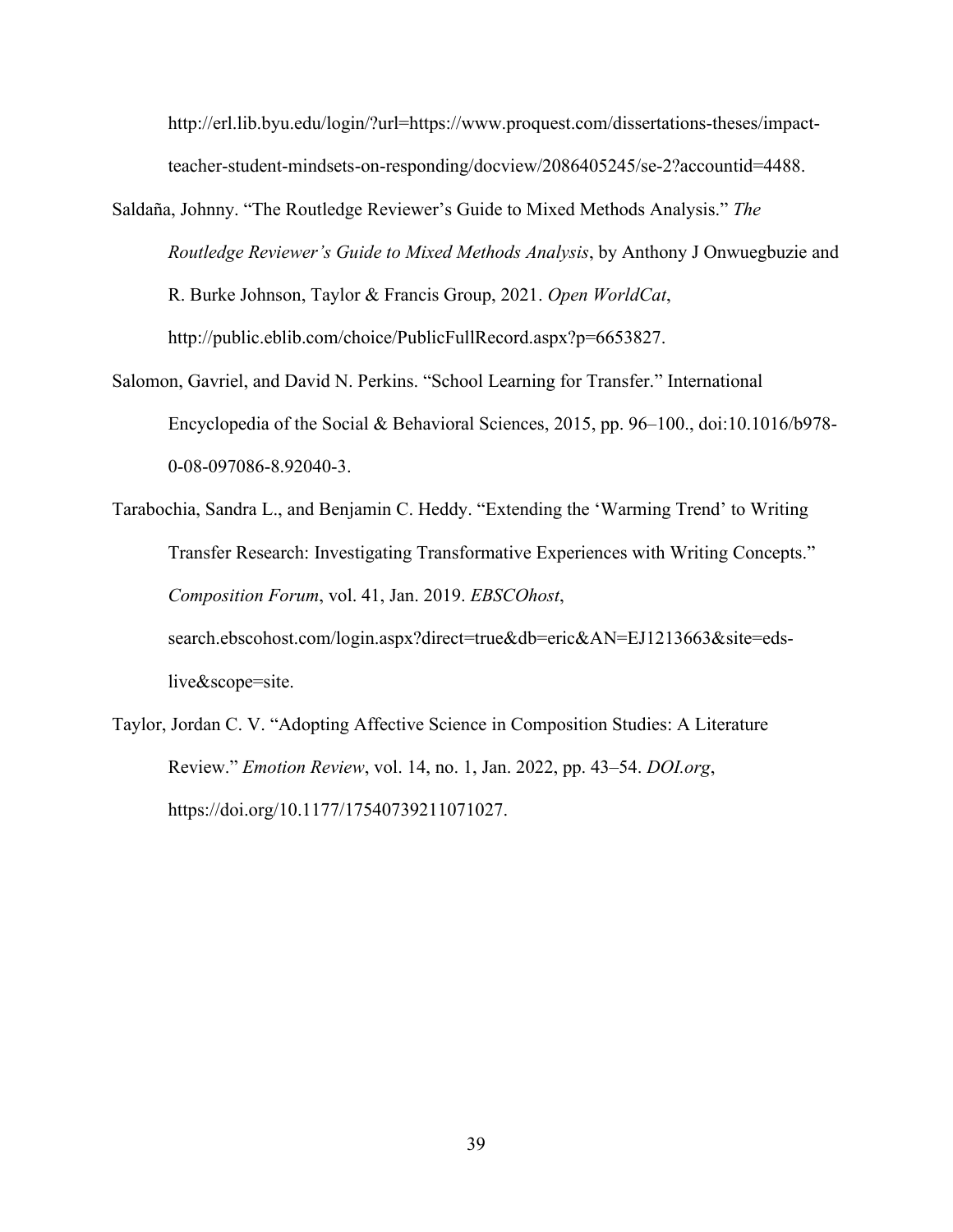http://erl.lib.byu.edu/login/?url=https://www.proquest.com/dissertations-theses/impact-teacher-student-mindsets-on-responding/docview/2086405245/se-2?accountid=4488.

Saldaña, Johnny. "The Routledge Reviewer's Guide to Mixed Methods Analysis." *The Routledge Reviewer's Guide to Mixed Methods Analysis*, by Anthony J Onwuegbuzie and R. Burke Johnson, Taylor & Francis Group, 2021. *Open WorldCat*, http://public.eblib.com/choice/PublicFullRecord.aspx?p=6653827.

Salomon, Gavriel, and David N. Perkins. "School Learning for Transfer." International Encyclopedia of the Social & Behavioral Sciences, 2015, pp. 96–100., doi:10.1016/b978-0-08-097086-8.92040-3.

Tarabochia, Sandra L., and Benjamin C. Heddy. "Extending the 'Warming Trend' to Writing Transfer Research: Investigating Transformative Experiences with Writing Concepts." *Composition Forum*, vol. 41, Jan. 2019. *EBSCOhost*, search.ebscohost.com/login.aspx?direct=true&db=eric&AN=EJ1213663&site=eds-live&scope=site.

Taylor, Jordan C. V. "Adopting Affective Science in Composition Studies: A Literature Review." *Emotion Review*, vol. 14, no. 1, Jan. 2022, pp. 43–54. *DOI.org*, https://doi.org/10.1177/17540739211071027.